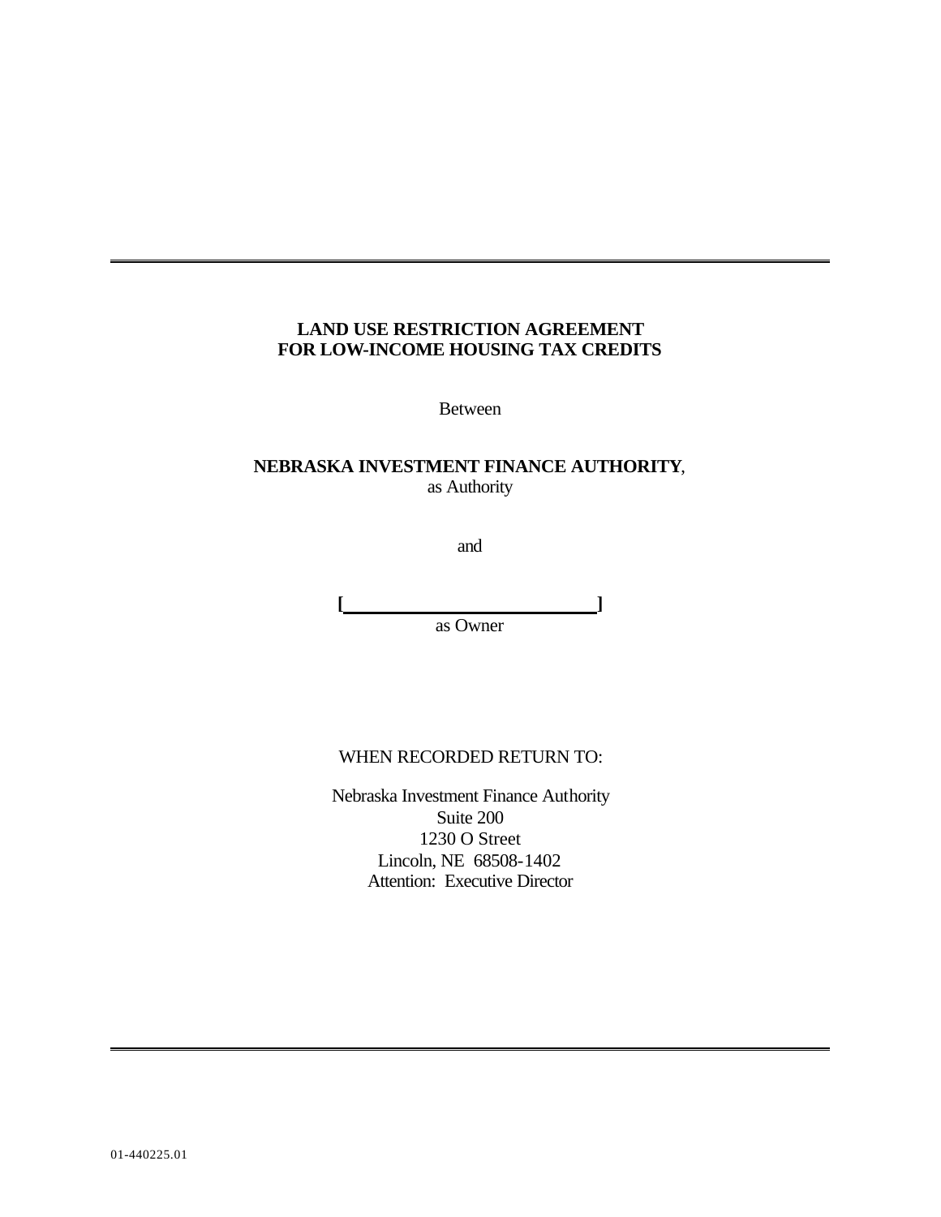---

**LAND USE RESTRICTION AGREEMENT**
**FOR LOW-INCOME HOUSING TAX CREDITS**

Between

**NEBRASKA INVESTMENT FINANCE AUTHORITY**,
as Authority

and

**[\_\_\_\_\_\_\_\_\_\_\_\_\_\_\_\_\_\_\_\_\_\_\_\_\_\_\_\_]**
as Owner

WHEN RECORDED RETURN TO:

Nebraska Investment Finance Authority
Suite 200
1230 O Street
Lincoln, NE 68508-1402
Attention: Executive Director

---

01-440225.01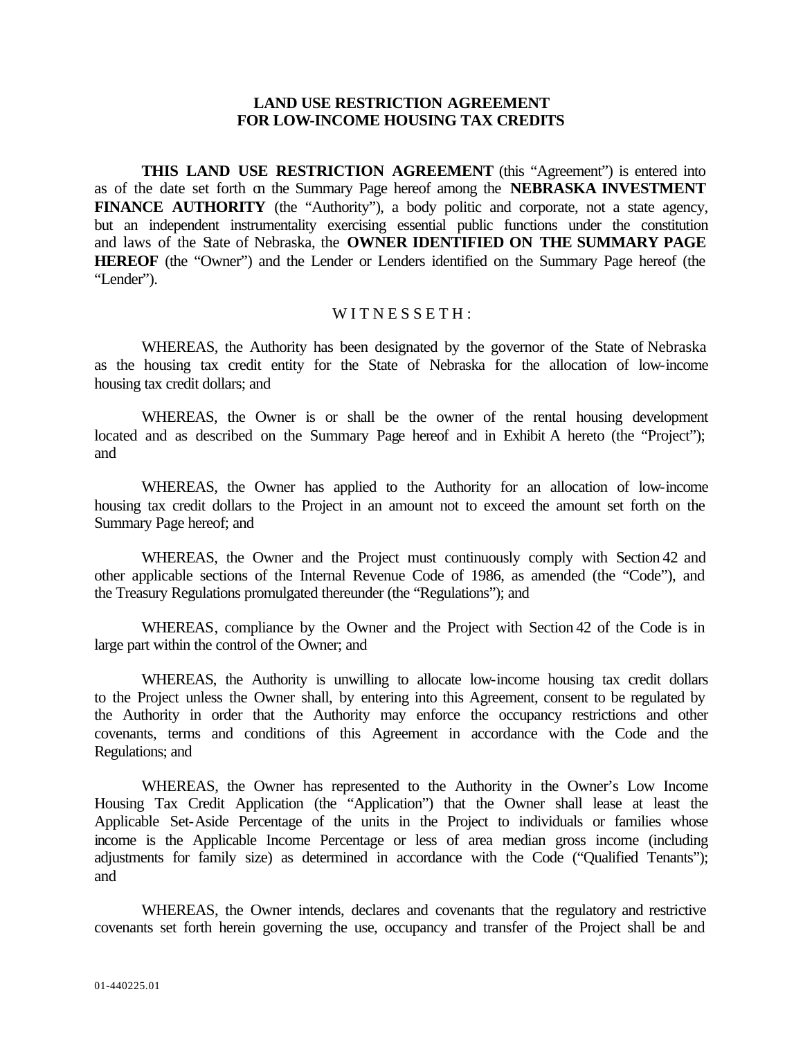**LAND USE RESTRICTION AGREEMENT**
**FOR LOW-INCOME HOUSING TAX CREDITS**

**THIS LAND USE RESTRICTION AGREEMENT** (this "Agreement") is entered into as of the date set forth on the Summary Page hereof among the **NEBRASKA INVESTMENT FINANCE AUTHORITY** (the "Authority"), a body politic and corporate, not a state agency, but an independent instrumentality exercising essential public functions under the constitution and laws of the State of Nebraska, the **OWNER IDENTIFIED ON THE SUMMARY PAGE HEREOF** (the "Owner") and the Lender or Lenders identified on the Summary Page hereof (the "Lender").

W I T N E S S E T H :

WHEREAS, the Authority has been designated by the governor of the State of Nebraska as the housing tax credit entity for the State of Nebraska for the allocation of low-income housing tax credit dollars; and

WHEREAS, the Owner is or shall be the owner of the rental housing development located and as described on the Summary Page hereof and in Exhibit A hereto (the "Project"); and

WHEREAS, the Owner has applied to the Authority for an allocation of low-income housing tax credit dollars to the Project in an amount not to exceed the amount set forth on the Summary Page hereof; and

WHEREAS, the Owner and the Project must continuously comply with Section 42 and other applicable sections of the Internal Revenue Code of 1986, as amended (the "Code"), and the Treasury Regulations promulgated thereunder (the "Regulations"); and

WHEREAS, compliance by the Owner and the Project with Section 42 of the Code is in large part within the control of the Owner; and

WHEREAS, the Authority is unwilling to allocate low-income housing tax credit dollars to the Project unless the Owner shall, by entering into this Agreement, consent to be regulated by the Authority in order that the Authority may enforce the occupancy restrictions and other covenants, terms and conditions of this Agreement in accordance with the Code and the Regulations; and

WHEREAS, the Owner has represented to the Authority in the Owner's Low Income Housing Tax Credit Application (the "Application") that the Owner shall lease at least the Applicable Set-Aside Percentage of the units in the Project to individuals or families whose income is the Applicable Income Percentage or less of area median gross income (including adjustments for family size) as determined in accordance with the Code ("Qualified Tenants"); and

WHEREAS, the Owner intends, declares and covenants that the regulatory and restrictive covenants set forth herein governing the use, occupancy and transfer of the Project shall be and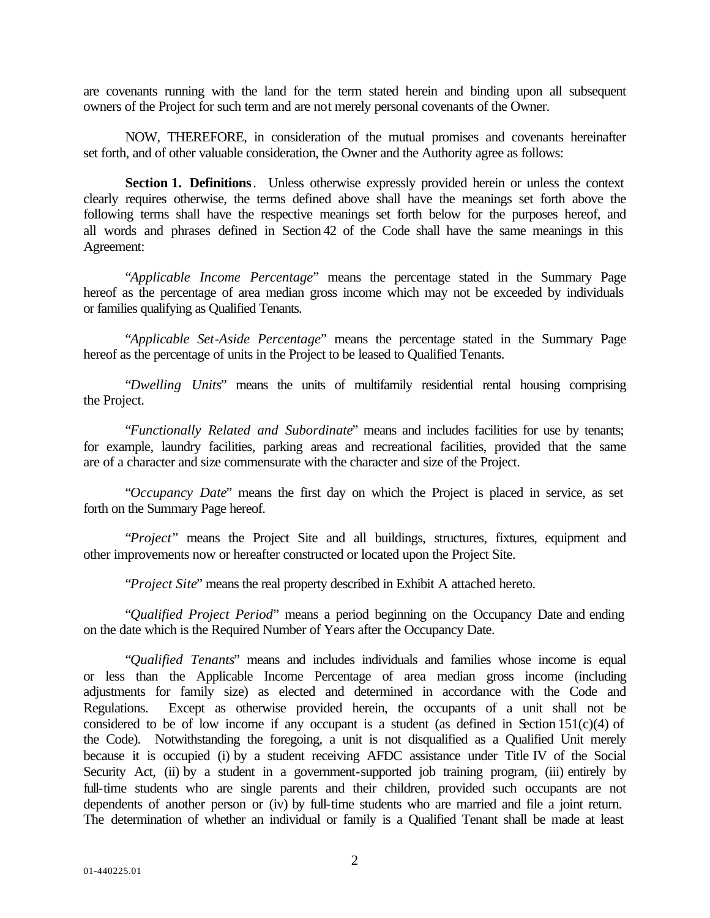are covenants running with the land for the term stated herein and binding upon all subsequent owners of the Project for such term and are not merely personal covenants of the Owner.

NOW, THEREFORE, in consideration of the mutual promises and covenants hereinafter set forth, and of other valuable consideration, the Owner and the Authority agree as follows:

**Section 1. Definitions**. Unless otherwise expressly provided herein or unless the context clearly requires otherwise, the terms defined above shall have the meanings set forth above the following terms shall have the respective meanings set forth below for the purposes hereof, and all words and phrases defined in Section 42 of the Code shall have the same meanings in this Agreement:

"*Applicable Income Percentage*" means the percentage stated in the Summary Page hereof as the percentage of area median gross income which may not be exceeded by individuals or families qualifying as Qualified Tenants.

"*Applicable Set-Aside Percentage*" means the percentage stated in the Summary Page hereof as the percentage of units in the Project to be leased to Qualified Tenants.

"*Dwelling Units*" means the units of multifamily residential rental housing comprising the Project.

"*Functionally Related and Subordinate*" means and includes facilities for use by tenants; for example, laundry facilities, parking areas and recreational facilities, provided that the same are of a character and size commensurate with the character and size of the Project.

"*Occupancy Date*" means the first day on which the Project is placed in service, as set forth on the Summary Page hereof.

"*Project*" means the Project Site and all buildings, structures, fixtures, equipment and other improvements now or hereafter constructed or located upon the Project Site.

"*Project Site*" means the real property described in Exhibit A attached hereto.

"*Qualified Project Period*" means a period beginning on the Occupancy Date and ending on the date which is the Required Number of Years after the Occupancy Date.

"*Qualified Tenants*" means and includes individuals and families whose income is equal or less than the Applicable Income Percentage of area median gross income (including adjustments for family size) as elected and determined in accordance with the Code and Regulations. Except as otherwise provided herein, the occupants of a unit shall not be considered to be of low income if any occupant is a student (as defined in Section 151(c)(4) of the Code). Notwithstanding the foregoing, a unit is not disqualified as a Qualified Unit merely because it is occupied (i) by a student receiving AFDC assistance under Title IV of the Social Security Act, (ii) by a student in a government-supported job training program, (iii) entirely by full-time students who are single parents and their children, provided such occupants are not dependents of another person or (iv) by full-time students who are married and file a joint return. The determination of whether an individual or family is a Qualified Tenant shall be made at least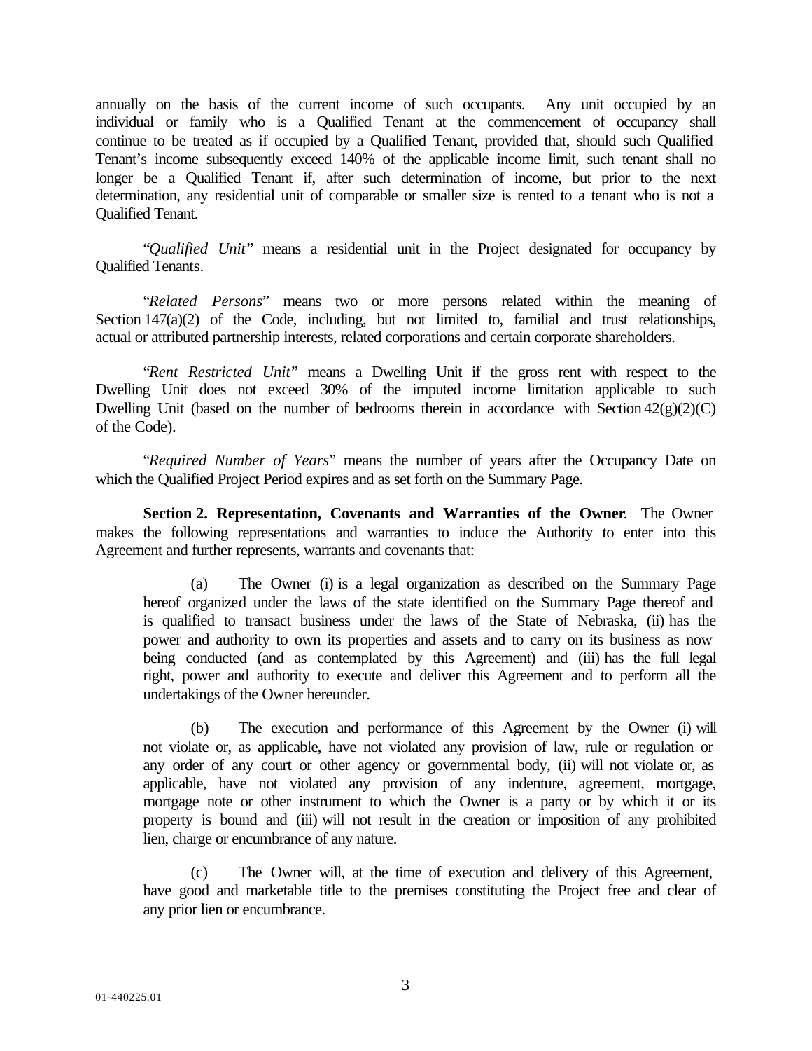annually on the basis of the current income of such occupants. Any unit occupied by an individual or family who is a Qualified Tenant at the commencement of occupancy shall continue to be treated as if occupied by a Qualified Tenant, provided that, should such Qualified Tenant's income subsequently exceed 140% of the applicable income limit, such tenant shall no longer be a Qualified Tenant if, after such determination of income, but prior to the next determination, any residential unit of comparable or smaller size is rented to a tenant who is not a Qualified Tenant.

"*Qualified Unit*" means a residential unit in the Project designated for occupancy by Qualified Tenants.

"*Related Persons*" means two or more persons related within the meaning of Section 147(a)(2) of the Code, including, but not limited to, familial and trust relationships, actual or attributed partnership interests, related corporations and certain corporate shareholders.

"*Rent Restricted Unit*" means a Dwelling Unit if the gross rent with respect to the Dwelling Unit does not exceed 30% of the imputed income limitation applicable to such Dwelling Unit (based on the number of bedrooms therein in accordance with Section 42(g)(2)(C) of the Code).

"*Required Number of Years*" means the number of years after the Occupancy Date on which the Qualified Project Period expires and as set forth on the Summary Page.

**Section 2. Representation, Covenants and Warranties of the Owner**. The Owner makes the following representations and warranties to induce the Authority to enter into this Agreement and further represents, warrants and covenants that:

(a) The Owner (i) is a legal organization as described on the Summary Page hereof organized under the laws of the state identified on the Summary Page thereof and is qualified to transact business under the laws of the State of Nebraska, (ii) has the power and authority to own its properties and assets and to carry on its business as now being conducted (and as contemplated by this Agreement) and (iii) has the full legal right, power and authority to execute and deliver this Agreement and to perform all the undertakings of the Owner hereunder.

(b) The execution and performance of this Agreement by the Owner (i) will not violate or, as applicable, have not violated any provision of law, rule or regulation or any order of any court or other agency or governmental body, (ii) will not violate or, as applicable, have not violated any provision of any indenture, agreement, mortgage, mortgage note or other instrument to which the Owner is a party or by which it or its property is bound and (iii) will not result in the creation or imposition of any prohibited lien, charge or encumbrance of any nature.

(c) The Owner will, at the time of execution and delivery of this Agreement, have good and marketable title to the premises constituting the Project free and clear of any prior lien or encumbrance.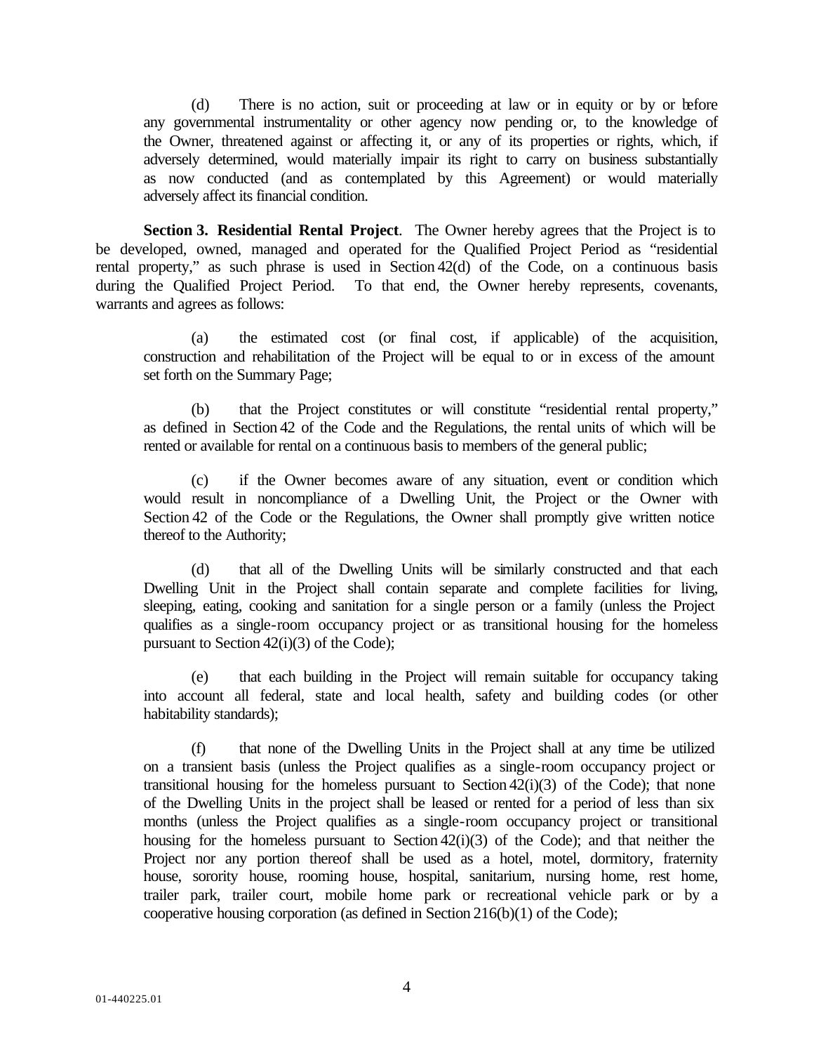(d) There is no action, suit or proceeding at law or in equity or by or before any governmental instrumentality or other agency now pending or, to the knowledge of the Owner, threatened against or affecting it, or any of its properties or rights, which, if adversely determined, would materially impair its right to carry on business substantially as now conducted (and as contemplated by this Agreement) or would materially adversely affect its financial condition.

**Section 3. Residential Rental Project**. The Owner hereby agrees that the Project is to be developed, owned, managed and operated for the Qualified Project Period as "residential rental property," as such phrase is used in Section 42(d) of the Code, on a continuous basis during the Qualified Project Period. To that end, the Owner hereby represents, covenants, warrants and agrees as follows:

(a) the estimated cost (or final cost, if applicable) of the acquisition, construction and rehabilitation of the Project will be equal to or in excess of the amount set forth on the Summary Page;

(b) that the Project constitutes or will constitute "residential rental property," as defined in Section 42 of the Code and the Regulations, the rental units of which will be rented or available for rental on a continuous basis to members of the general public;

(c) if the Owner becomes aware of any situation, event or condition which would result in noncompliance of a Dwelling Unit, the Project or the Owner with Section 42 of the Code or the Regulations, the Owner shall promptly give written notice thereof to the Authority;

(d) that all of the Dwelling Units will be similarly constructed and that each Dwelling Unit in the Project shall contain separate and complete facilities for living, sleeping, eating, cooking and sanitation for a single person or a family (unless the Project qualifies as a single-room occupancy project or as transitional housing for the homeless pursuant to Section 42(i)(3) of the Code);

(e) that each building in the Project will remain suitable for occupancy taking into account all federal, state and local health, safety and building codes (or other habitability standards);

(f) that none of the Dwelling Units in the Project shall at any time be utilized on a transient basis (unless the Project qualifies as a single-room occupancy project or transitional housing for the homeless pursuant to Section 42(i)(3) of the Code); that none of the Dwelling Units in the project shall be leased or rented for a period of less than six months (unless the Project qualifies as a single-room occupancy project or transitional housing for the homeless pursuant to Section 42(i)(3) of the Code); and that neither the Project nor any portion thereof shall be used as a hotel, motel, dormitory, fraternity house, sorority house, rooming house, hospital, sanitarium, nursing home, rest home, trailer park, trailer court, mobile home park or recreational vehicle park or by a cooperative housing corporation (as defined in Section 216(b)(1) of the Code);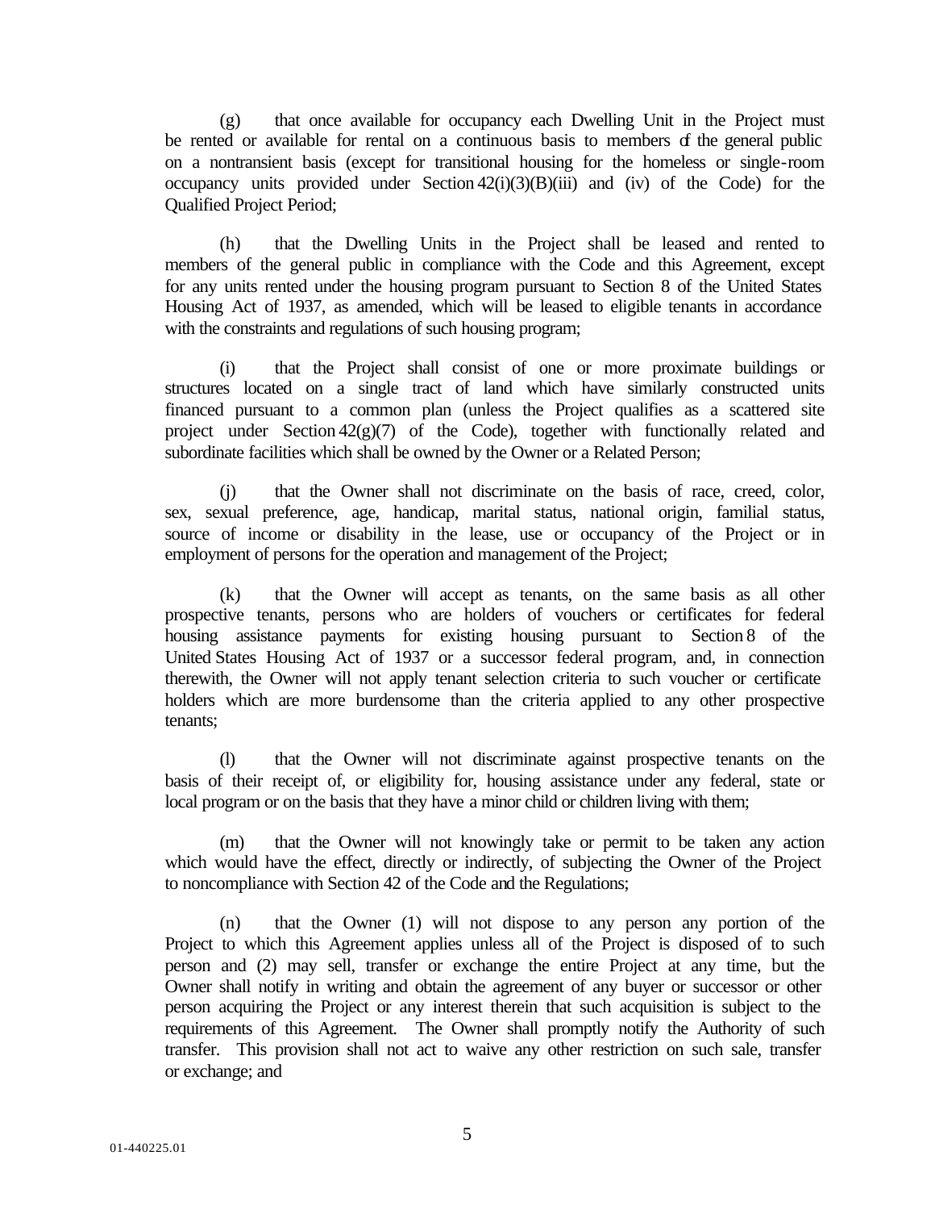(g) that once available for occupancy each Dwelling Unit in the Project must be rented or available for rental on a continuous basis to members of the general public on a nontransient basis (except for transitional housing for the homeless or single-room occupancy units provided under Section 42(i)(3)(B)(iii) and (iv) of the Code) for the Qualified Project Period;

(h) that the Dwelling Units in the Project shall be leased and rented to members of the general public in compliance with the Code and this Agreement, except for any units rented under the housing program pursuant to Section 8 of the United States Housing Act of 1937, as amended, which will be leased to eligible tenants in accordance with the constraints and regulations of such housing program;

(i) that the Project shall consist of one or more proximate buildings or structures located on a single tract of land which have similarly constructed units financed pursuant to a common plan (unless the Project qualifies as a scattered site project under Section 42(g)(7) of the Code), together with functionally related and subordinate facilities which shall be owned by the Owner or a Related Person;

(j) that the Owner shall not discriminate on the basis of race, creed, color, sex, sexual preference, age, handicap, marital status, national origin, familial status, source of income or disability in the lease, use or occupancy of the Project or in employment of persons for the operation and management of the Project;

(k) that the Owner will accept as tenants, on the same basis as all other prospective tenants, persons who are holders of vouchers or certificates for federal housing assistance payments for existing housing pursuant to Section 8 of the United States Housing Act of 1937 or a successor federal program, and, in connection therewith, the Owner will not apply tenant selection criteria to such voucher or certificate holders which are more burdensome than the criteria applied to any other prospective tenants;

(l) that the Owner will not discriminate against prospective tenants on the basis of their receipt of, or eligibility for, housing assistance under any federal, state or local program or on the basis that they have a minor child or children living with them;

(m) that the Owner will not knowingly take or permit to be taken any action which would have the effect, directly or indirectly, of subjecting the Owner of the Project to noncompliance with Section 42 of the Code and the Regulations;

(n) that the Owner (1) will not dispose to any person any portion of the Project to which this Agreement applies unless all of the Project is disposed of to such person and (2) may sell, transfer or exchange the entire Project at any time, but the Owner shall notify in writing and obtain the agreement of any buyer or successor or other person acquiring the Project or any interest therein that such acquisition is subject to the requirements of this Agreement. The Owner shall promptly notify the Authority of such transfer. This provision shall not act to waive any other restriction on such sale, transfer or exchange; and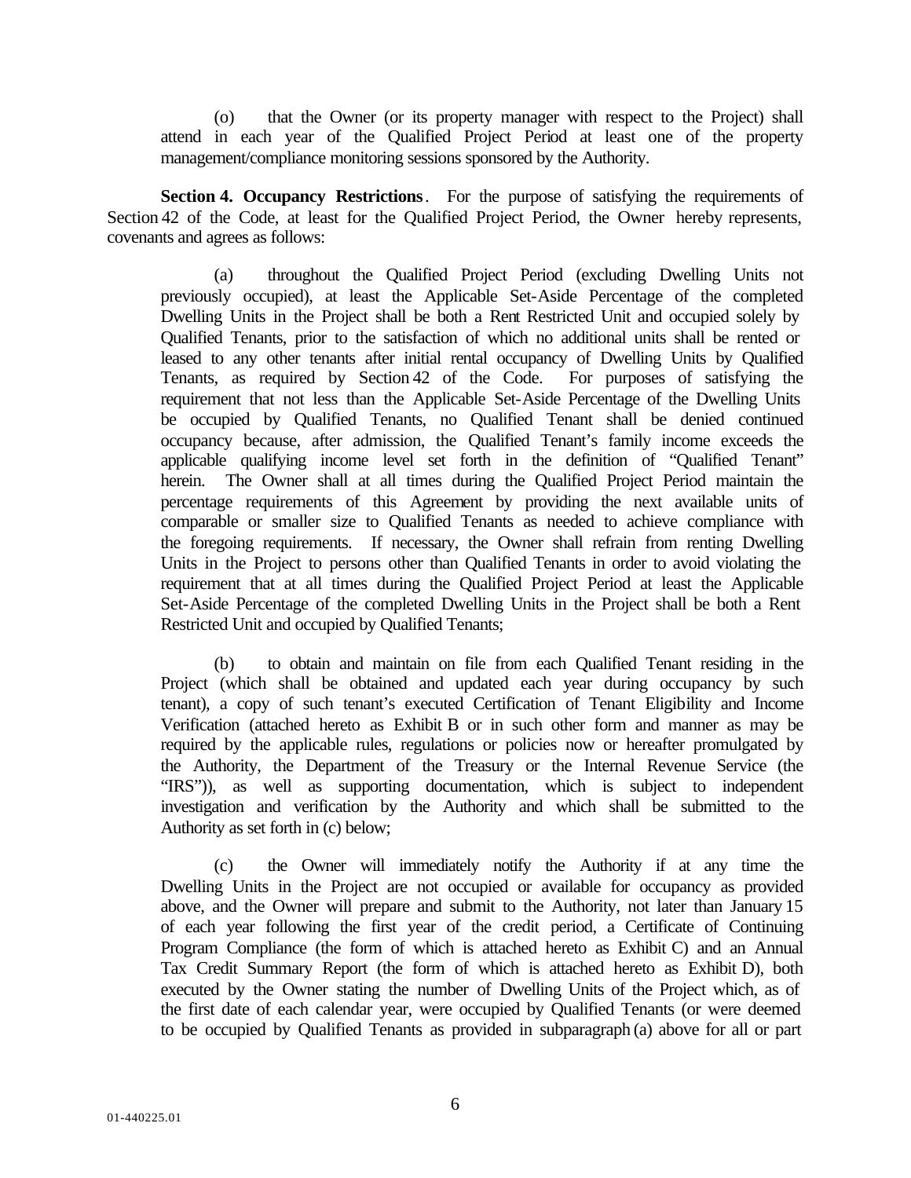(o) that the Owner (or its property manager with respect to the Project) shall attend in each year of the Qualified Project Period at least one of the property management/compliance monitoring sessions sponsored by the Authority.

**Section 4. Occupancy Restrictions**. For the purpose of satisfying the requirements of Section 42 of the Code, at least for the Qualified Project Period, the Owner hereby represents, covenants and agrees as follows:

(a) throughout the Qualified Project Period (excluding Dwelling Units not previously occupied), at least the Applicable Set-Aside Percentage of the completed Dwelling Units in the Project shall be both a Rent Restricted Unit and occupied solely by Qualified Tenants, prior to the satisfaction of which no additional units shall be rented or leased to any other tenants after initial rental occupancy of Dwelling Units by Qualified Tenants, as required by Section 42 of the Code. For purposes of satisfying the requirement that not less than the Applicable Set-Aside Percentage of the Dwelling Units be occupied by Qualified Tenants, no Qualified Tenant shall be denied continued occupancy because, after admission, the Qualified Tenant's family income exceeds the applicable qualifying income level set forth in the definition of "Qualified Tenant" herein. The Owner shall at all times during the Qualified Project Period maintain the percentage requirements of this Agreement by providing the next available units of comparable or smaller size to Qualified Tenants as needed to achieve compliance with the foregoing requirements. If necessary, the Owner shall refrain from renting Dwelling Units in the Project to persons other than Qualified Tenants in order to avoid violating the requirement that at all times during the Qualified Project Period at least the Applicable Set-Aside Percentage of the completed Dwelling Units in the Project shall be both a Rent Restricted Unit and occupied by Qualified Tenants;

(b) to obtain and maintain on file from each Qualified Tenant residing in the Project (which shall be obtained and updated each year during occupancy by such tenant), a copy of such tenant's executed Certification of Tenant Eligibility and Income Verification (attached hereto as Exhibit B or in such other form and manner as may be required by the applicable rules, regulations or policies now or hereafter promulgated by the Authority, the Department of the Treasury or the Internal Revenue Service (the "IRS")), as well as supporting documentation, which is subject to independent investigation and verification by the Authority and which shall be submitted to the Authority as set forth in (c) below;

(c) the Owner will immediately notify the Authority if at any time the Dwelling Units in the Project are not occupied or available for occupancy as provided above, and the Owner will prepare and submit to the Authority, not later than January 15 of each year following the first year of the credit period, a Certificate of Continuing Program Compliance (the form of which is attached hereto as Exhibit C) and an Annual Tax Credit Summary Report (the form of which is attached hereto as Exhibit D), both executed by the Owner stating the number of Dwelling Units of the Project which, as of the first date of each calendar year, were occupied by Qualified Tenants (or were deemed to be occupied by Qualified Tenants as provided in subparagraph (a) above for all or part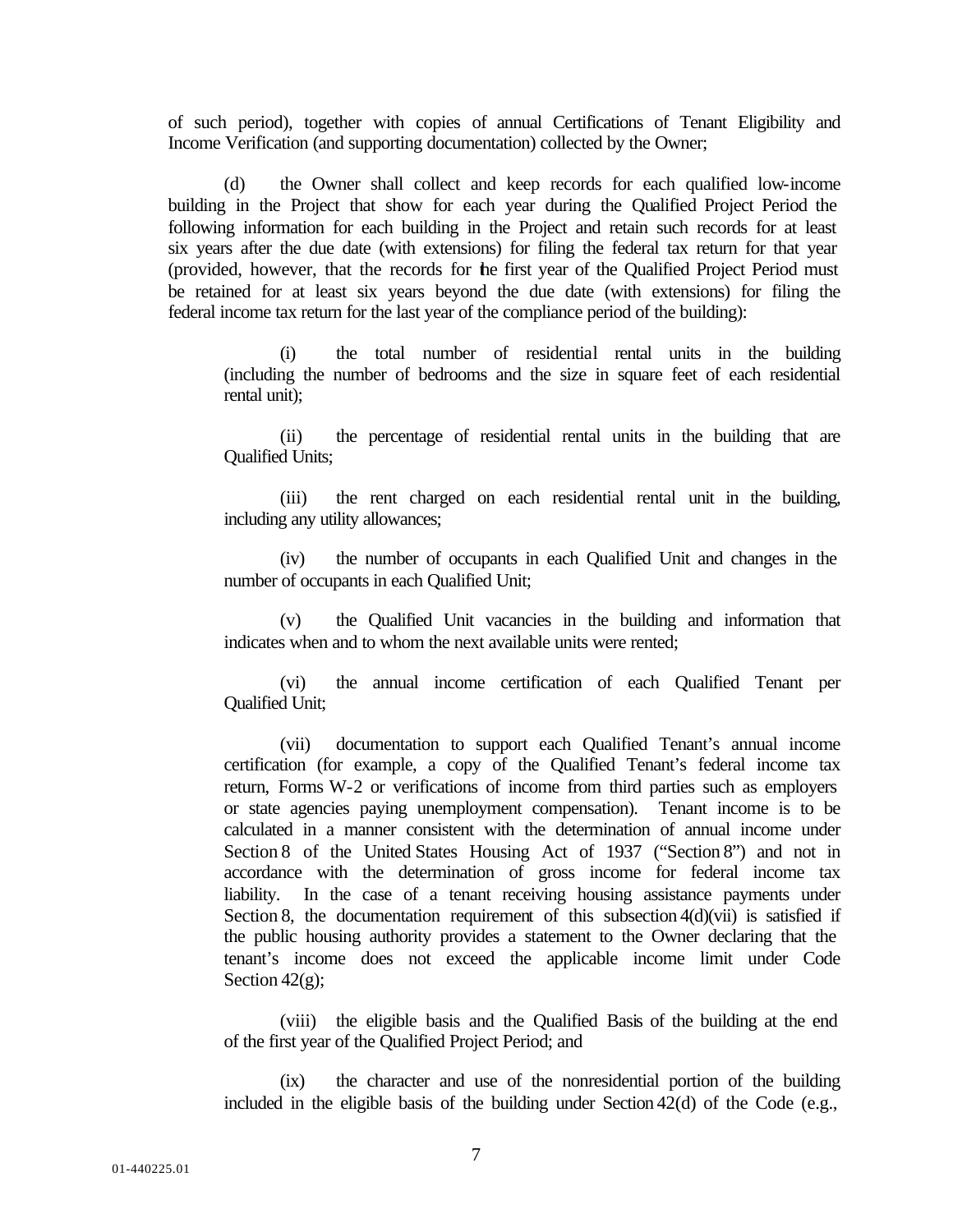of such period), together with copies of annual Certifications of Tenant Eligibility and Income Verification (and supporting documentation) collected by the Owner;

(d) the Owner shall collect and keep records for each qualified low-income building in the Project that show for each year during the Qualified Project Period the following information for each building in the Project and retain such records for at least six years after the due date (with extensions) for filing the federal tax return for that year (provided, however, that the records for the first year of the Qualified Project Period must be retained for at least six years beyond the due date (with extensions) for filing the federal income tax return for the last year of the compliance period of the building):

(i) the total number of residential rental units in the building (including the number of bedrooms and the size in square feet of each residential rental unit);

(ii) the percentage of residential rental units in the building that are Qualified Units;

(iii) the rent charged on each residential rental unit in the building, including any utility allowances;

(iv) the number of occupants in each Qualified Unit and changes in the number of occupants in each Qualified Unit;

(v) the Qualified Unit vacancies in the building and information that indicates when and to whom the next available units were rented;

(vi) the annual income certification of each Qualified Tenant per Qualified Unit;

(vii) documentation to support each Qualified Tenant's annual income certification (for example, a copy of the Qualified Tenant's federal income tax return, Forms W-2 or verifications of income from third parties such as employers or state agencies paying unemployment compensation). Tenant income is to be calculated in a manner consistent with the determination of annual income under Section 8 of the United States Housing Act of 1937 ("Section 8") and not in accordance with the determination of gross income for federal income tax liability. In the case of a tenant receiving housing assistance payments under Section 8, the documentation requirement of this subsection 4(d)(vii) is satisfied if the public housing authority provides a statement to the Owner declaring that the tenant's income does not exceed the applicable income limit under Code Section 42(g);

(viii) the eligible basis and the Qualified Basis of the building at the end of the first year of the Qualified Project Period; and

(ix) the character and use of the nonresidential portion of the building included in the eligible basis of the building under Section 42(d) of the Code (e.g.,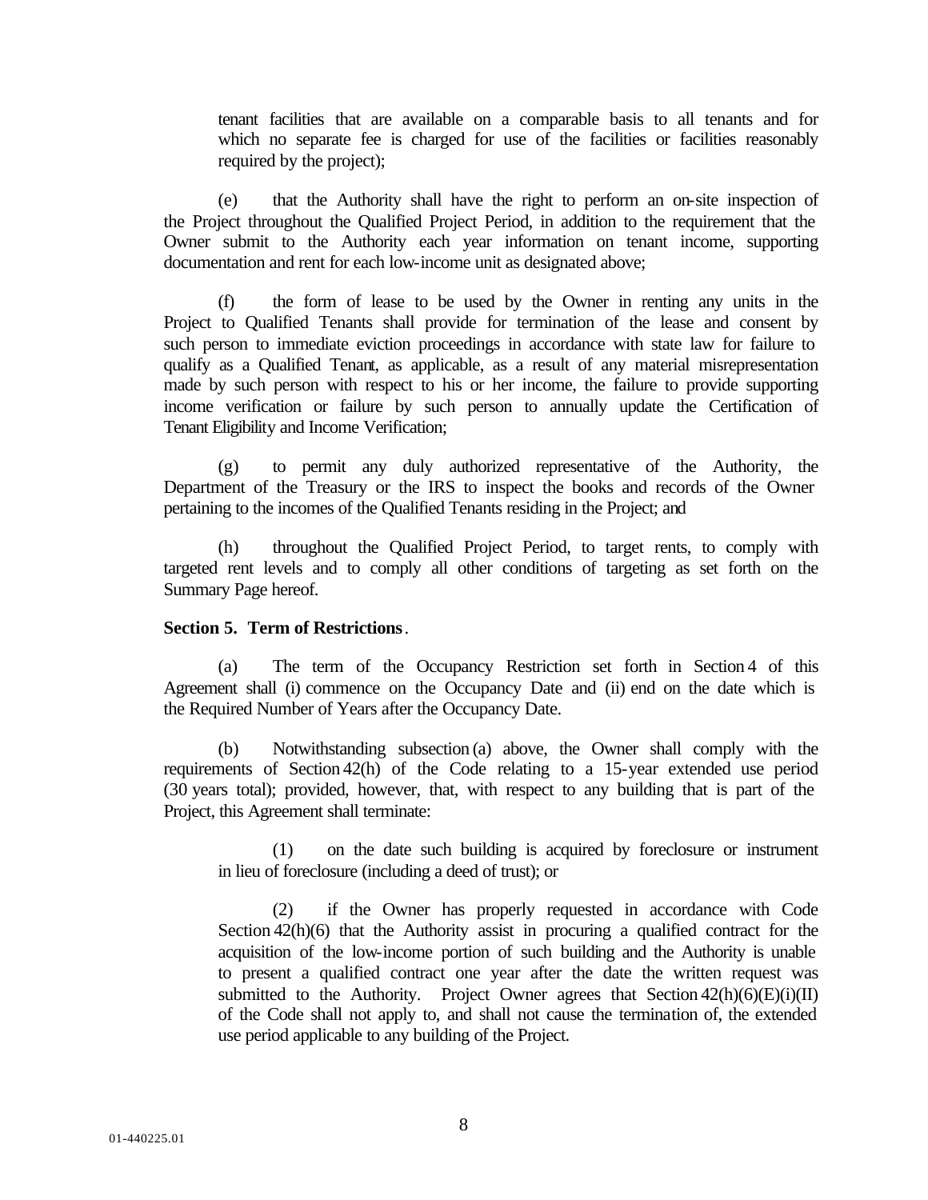tenant facilities that are available on a comparable basis to all tenants and for which no separate fee is charged for use of the facilities or facilities reasonably required by the project);

(e) that the Authority shall have the right to perform an on-site inspection of the Project throughout the Qualified Project Period, in addition to the requirement that the Owner submit to the Authority each year information on tenant income, supporting documentation and rent for each low-income unit as designated above;

(f) the form of lease to be used by the Owner in renting any units in the Project to Qualified Tenants shall provide for termination of the lease and consent by such person to immediate eviction proceedings in accordance with state law for failure to qualify as a Qualified Tenant, as applicable, as a result of any material misrepresentation made by such person with respect to his or her income, the failure to provide supporting income verification or failure by such person to annually update the Certification of Tenant Eligibility and Income Verification;

(g) to permit any duly authorized representative of the Authority, the Department of the Treasury or the IRS to inspect the books and records of the Owner pertaining to the incomes of the Qualified Tenants residing in the Project; and

(h) throughout the Qualified Project Period, to target rents, to comply with targeted rent levels and to comply all other conditions of targeting as set forth on the Summary Page hereof.

**Section 5. Term of Restrictions**.

(a) The term of the Occupancy Restriction set forth in Section 4 of this Agreement shall (i) commence on the Occupancy Date and (ii) end on the date which is the Required Number of Years after the Occupancy Date.

(b) Notwithstanding subsection (a) above, the Owner shall comply with the requirements of Section 42(h) of the Code relating to a 15-year extended use period (30 years total); provided, however, that, with respect to any building that is part of the Project, this Agreement shall terminate:

(1) on the date such building is acquired by foreclosure or instrument in lieu of foreclosure (including a deed of trust); or

(2) if the Owner has properly requested in accordance with Code Section 42(h)(6) that the Authority assist in procuring a qualified contract for the acquisition of the low-income portion of such building and the Authority is unable to present a qualified contract one year after the date the written request was submitted to the Authority. Project Owner agrees that Section 42(h)(6)(E)(i)(II) of the Code shall not apply to, and shall not cause the termination of, the extended use period applicable to any building of the Project.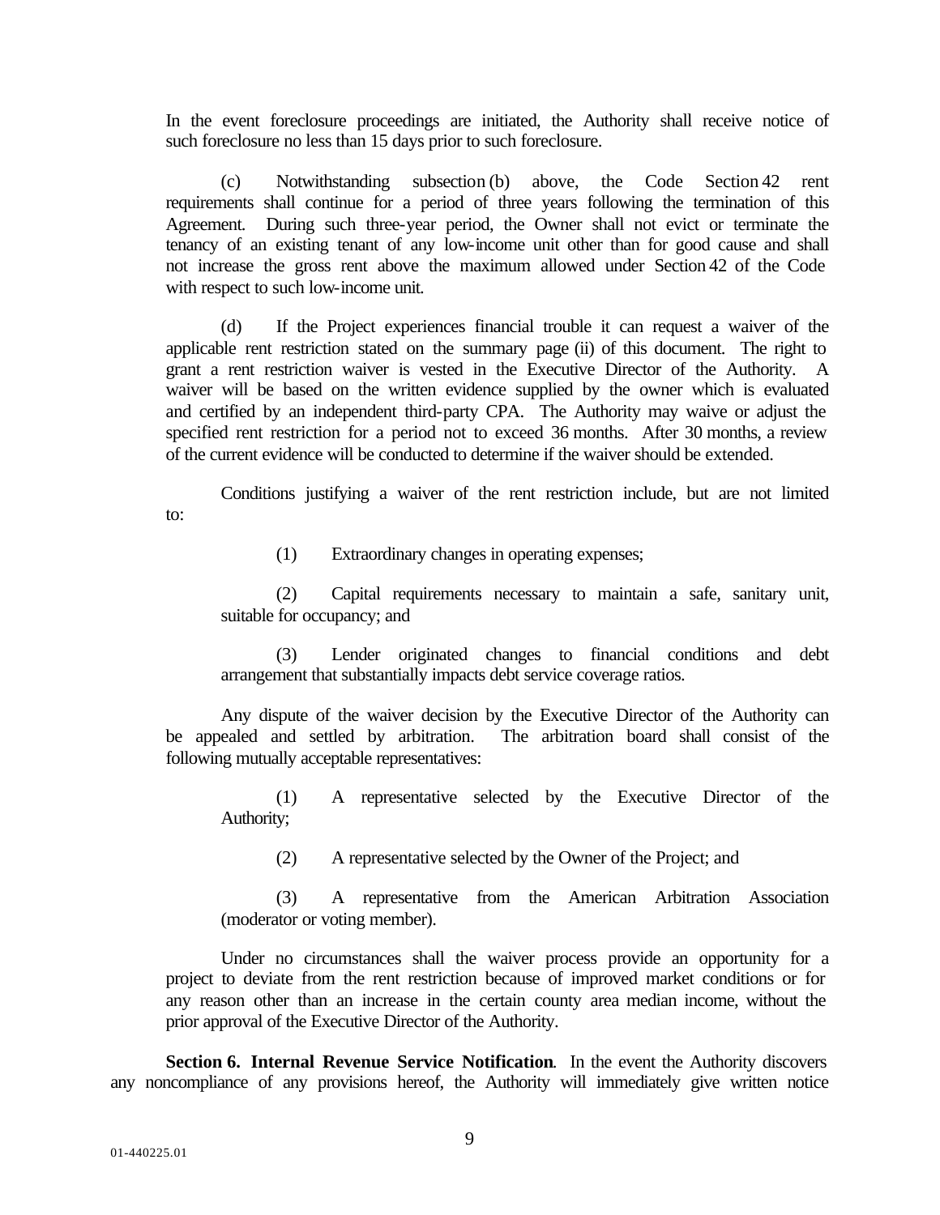In the event foreclosure proceedings are initiated, the Authority shall receive notice of such foreclosure no less than 15 days prior to such foreclosure.

(c) Notwithstanding subsection (b) above, the Code Section 42 rent requirements shall continue for a period of three years following the termination of this Agreement. During such three-year period, the Owner shall not evict or terminate the tenancy of an existing tenant of any low-income unit other than for good cause and shall not increase the gross rent above the maximum allowed under Section 42 of the Code with respect to such low-income unit.

(d) If the Project experiences financial trouble it can request a waiver of the applicable rent restriction stated on the summary page (ii) of this document. The right to grant a rent restriction waiver is vested in the Executive Director of the Authority. A waiver will be based on the written evidence supplied by the owner which is evaluated and certified by an independent third-party CPA. The Authority may waive or adjust the specified rent restriction for a period not to exceed 36 months. After 30 months, a review of the current evidence will be conducted to determine if the waiver should be extended.

Conditions justifying a waiver of the rent restriction include, but are not limited to:

(1) Extraordinary changes in operating expenses;

(2) Capital requirements necessary to maintain a safe, sanitary unit, suitable for occupancy; and

(3) Lender originated changes to financial conditions and debt arrangement that substantially impacts debt service coverage ratios.

Any dispute of the waiver decision by the Executive Director of the Authority can be appealed and settled by arbitration. The arbitration board shall consist of the following mutually acceptable representatives:

(1) A representative selected by the Executive Director of the Authority;

(2) A representative selected by the Owner of the Project; and

(3) A representative from the American Arbitration Association (moderator or voting member).

Under no circumstances shall the waiver process provide an opportunity for a project to deviate from the rent restriction because of improved market conditions or for any reason other than an increase in the certain county area median income, without the prior approval of the Executive Director of the Authority.

**Section 6. Internal Revenue Service Notification**. In the event the Authority discovers any noncompliance of any provisions hereof, the Authority will immediately give written notice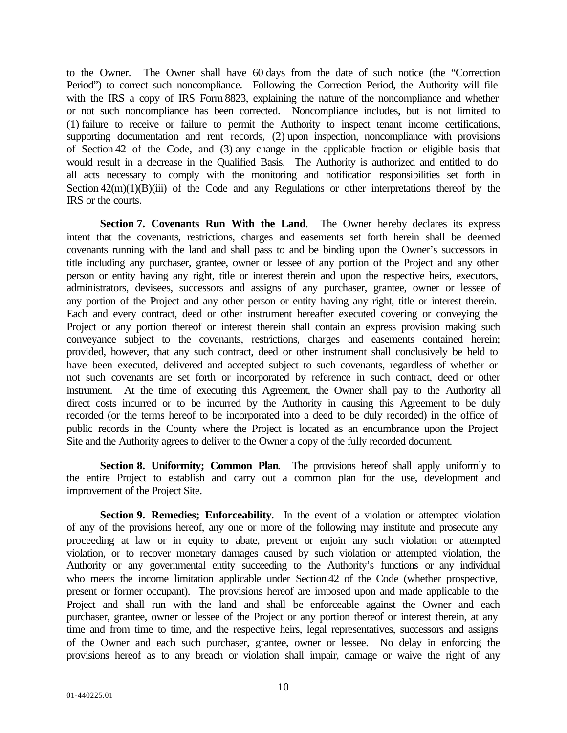to the Owner. The Owner shall have 60 days from the date of such notice (the "Correction Period") to correct such noncompliance. Following the Correction Period, the Authority will file with the IRS a copy of IRS Form 8823, explaining the nature of the noncompliance and whether or not such noncompliance has been corrected. Noncompliance includes, but is not limited to (1) failure to receive or failure to permit the Authority to inspect tenant income certifications, supporting documentation and rent records, (2) upon inspection, noncompliance with provisions of Section 42 of the Code, and (3) any change in the applicable fraction or eligible basis that would result in a decrease in the Qualified Basis. The Authority is authorized and entitled to do all acts necessary to comply with the monitoring and notification responsibilities set forth in Section 42(m)(1)(B)(iii) of the Code and any Regulations or other interpretations thereof by the IRS or the courts.

**Section 7. Covenants Run With the Land**. The Owner hereby declares its express intent that the covenants, restrictions, charges and easements set forth herein shall be deemed covenants running with the land and shall pass to and be binding upon the Owner's successors in title including any purchaser, grantee, owner or lessee of any portion of the Project and any other person or entity having any right, title or interest therein and upon the respective heirs, executors, administrators, devisees, successors and assigns of any purchaser, grantee, owner or lessee of any portion of the Project and any other person or entity having any right, title or interest therein. Each and every contract, deed or other instrument hereafter executed covering or conveying the Project or any portion thereof or interest therein shall contain an express provision making such conveyance subject to the covenants, restrictions, charges and easements contained herein; provided, however, that any such contract, deed or other instrument shall conclusively be held to have been executed, delivered and accepted subject to such covenants, regardless of whether or not such covenants are set forth or incorporated by reference in such contract, deed or other instrument. At the time of executing this Agreement, the Owner shall pay to the Authority all direct costs incurred or to be incurred by the Authority in causing this Agreement to be duly recorded (or the terms hereof to be incorporated into a deed to be duly recorded) in the office of public records in the County where the Project is located as an encumbrance upon the Project Site and the Authority agrees to deliver to the Owner a copy of the fully recorded document.

**Section 8. Uniformity; Common Plan**. The provisions hereof shall apply uniformly to the entire Project to establish and carry out a common plan for the use, development and improvement of the Project Site.

**Section 9. Remedies; Enforceability**. In the event of a violation or attempted violation of any of the provisions hereof, any one or more of the following may institute and prosecute any proceeding at law or in equity to abate, prevent or enjoin any such violation or attempted violation, or to recover monetary damages caused by such violation or attempted violation, the Authority or any governmental entity succeeding to the Authority's functions or any individual who meets the income limitation applicable under Section 42 of the Code (whether prospective, present or former occupant). The provisions hereof are imposed upon and made applicable to the Project and shall run with the land and shall be enforceable against the Owner and each purchaser, grantee, owner or lessee of the Project or any portion thereof or interest therein, at any time and from time to time, and the respective heirs, legal representatives, successors and assigns of the Owner and each such purchaser, grantee, owner or lessee. No delay in enforcing the provisions hereof as to any breach or violation shall impair, damage or waive the right of any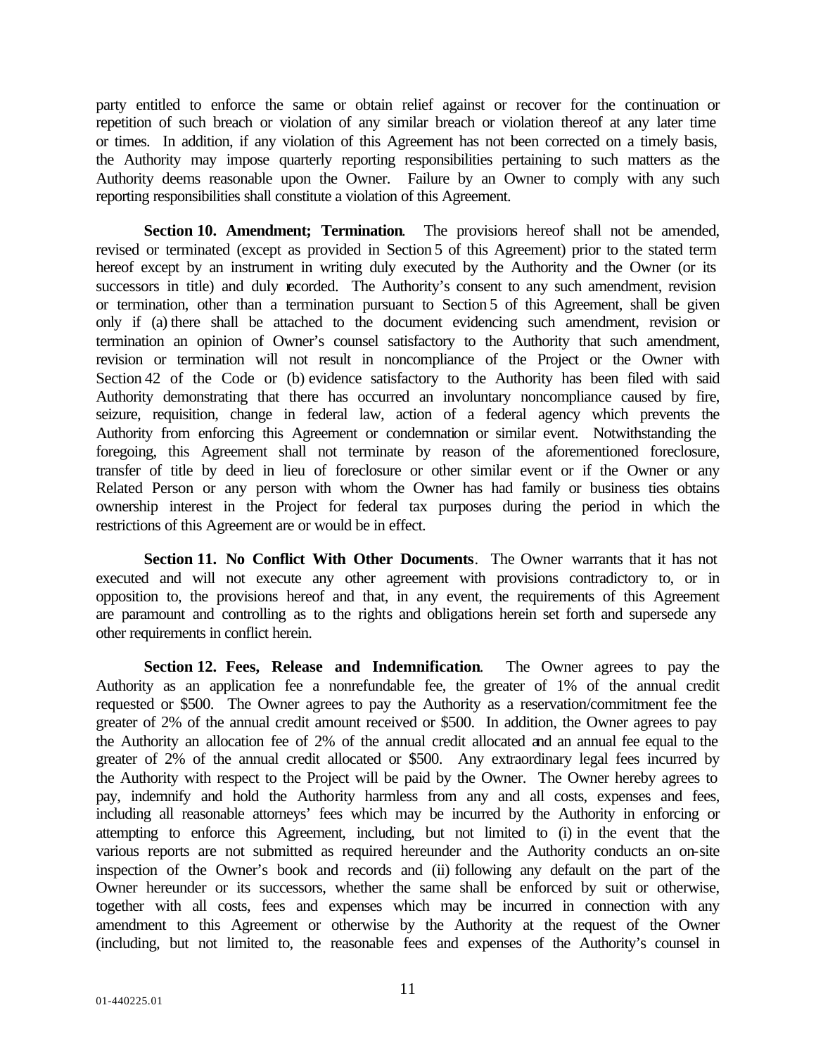party entitled to enforce the same or obtain relief against or recover for the continuation or repetition of such breach or violation of any similar breach or violation thereof at any later time or times. In addition, if any violation of this Agreement has not been corrected on a timely basis, the Authority may impose quarterly reporting responsibilities pertaining to such matters as the Authority deems reasonable upon the Owner. Failure by an Owner to comply with any such reporting responsibilities shall constitute a violation of this Agreement.

**Section 10. Amendment; Termination**. The provisions hereof shall not be amended, revised or terminated (except as provided in Section 5 of this Agreement) prior to the stated term hereof except by an instrument in writing duly executed by the Authority and the Owner (or its successors in title) and duly recorded. The Authority's consent to any such amendment, revision or termination, other than a termination pursuant to Section 5 of this Agreement, shall be given only if (a) there shall be attached to the document evidencing such amendment, revision or termination an opinion of Owner's counsel satisfactory to the Authority that such amendment, revision or termination will not result in noncompliance of the Project or the Owner with Section 42 of the Code or (b) evidence satisfactory to the Authority has been filed with said Authority demonstrating that there has occurred an involuntary noncompliance caused by fire, seizure, requisition, change in federal law, action of a federal agency which prevents the Authority from enforcing this Agreement or condemnation or similar event. Notwithstanding the foregoing, this Agreement shall not terminate by reason of the aforementioned foreclosure, transfer of title by deed in lieu of foreclosure or other similar event or if the Owner or any Related Person or any person with whom the Owner has had family or business ties obtains ownership interest in the Project for federal tax purposes during the period in which the restrictions of this Agreement are or would be in effect.

**Section 11. No Conflict With Other Documents**. The Owner warrants that it has not executed and will not execute any other agreement with provisions contradictory to, or in opposition to, the provisions hereof and that, in any event, the requirements of this Agreement are paramount and controlling as to the rights and obligations herein set forth and supersede any other requirements in conflict herein.

**Section 12. Fees, Release and Indemnification**. The Owner agrees to pay the Authority as an application fee a nonrefundable fee, the greater of 1% of the annual credit requested or $500. The Owner agrees to pay the Authority as a reservation/commitment fee the greater of 2% of the annual credit amount received or $500. In addition, the Owner agrees to pay the Authority an allocation fee of 2% of the annual credit allocated and an annual fee equal to the greater of 2% of the annual credit allocated or $500. Any extraordinary legal fees incurred by the Authority with respect to the Project will be paid by the Owner. The Owner hereby agrees to pay, indemnify and hold the Authority harmless from any and all costs, expenses and fees, including all reasonable attorneys' fees which may be incurred by the Authority in enforcing or attempting to enforce this Agreement, including, but not limited to (i) in the event that the various reports are not submitted as required hereunder and the Authority conducts an on-site inspection of the Owner's book and records and (ii) following any default on the part of the Owner hereunder or its successors, whether the same shall be enforced by suit or otherwise, together with all costs, fees and expenses which may be incurred in connection with any amendment to this Agreement or otherwise by the Authority at the request of the Owner (including, but not limited to, the reasonable fees and expenses of the Authority's counsel in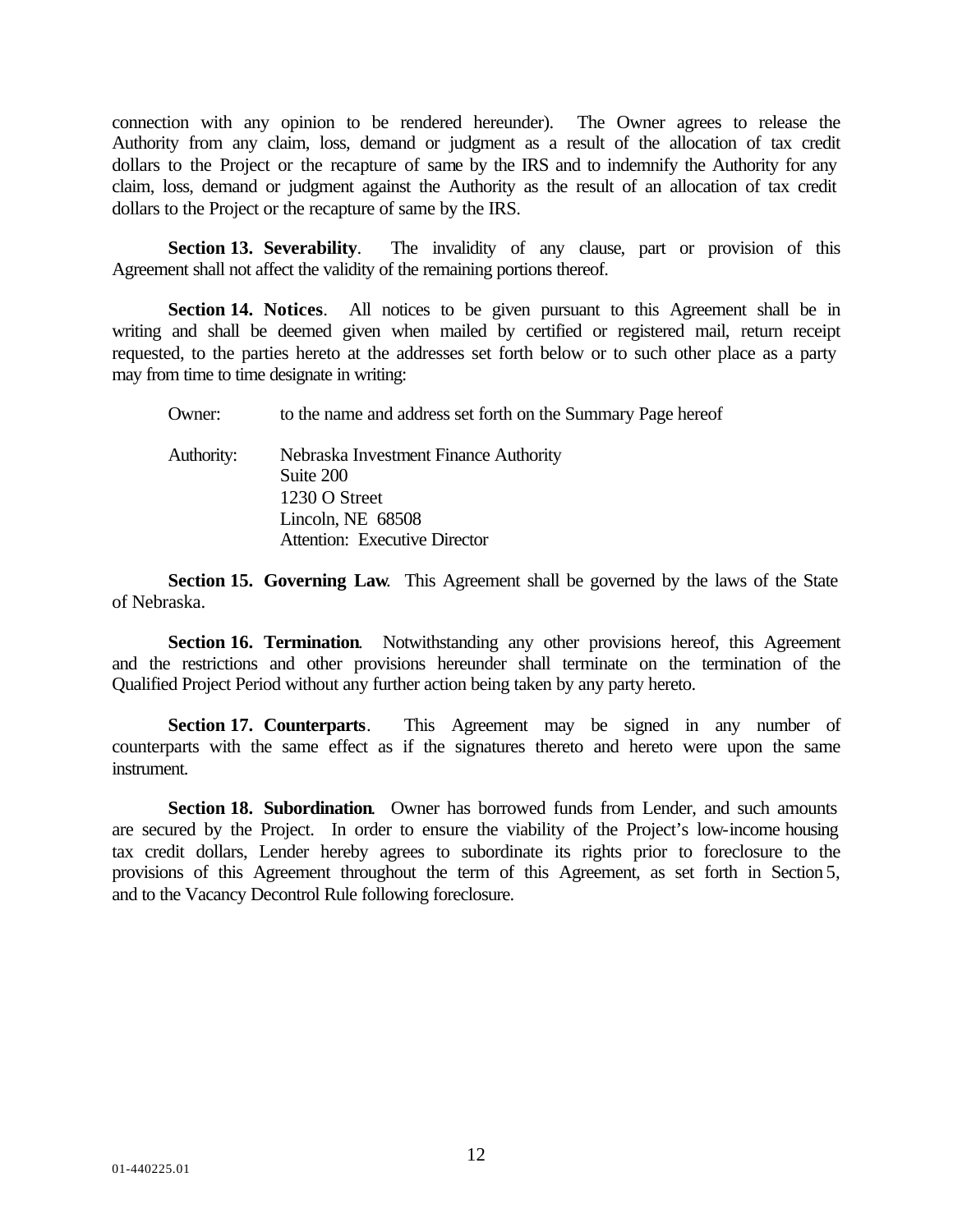connection with any opinion to be rendered hereunder). The Owner agrees to release the Authority from any claim, loss, demand or judgment as a result of the allocation of tax credit dollars to the Project or the recapture of same by the IRS and to indemnify the Authority for any claim, loss, demand or judgment against the Authority as the result of an allocation of tax credit dollars to the Project or the recapture of same by the IRS.

**Section 13. Severability**. The invalidity of any clause, part or provision of this Agreement shall not affect the validity of the remaining portions thereof.

**Section 14. Notices**. All notices to be given pursuant to this Agreement shall be in writing and shall be deemed given when mailed by certified or registered mail, return receipt requested, to the parties hereto at the addresses set forth below or to such other place as a party may from time to time designate in writing:

Owner: to the name and address set forth on the Summary Page hereof

Authority: Nebraska Investment Finance Authority
Suite 200
1230 O Street
Lincoln, NE 68508
Attention: Executive Director

**Section 15. Governing Law**. This Agreement shall be governed by the laws of the State of Nebraska.

**Section 16. Termination**. Notwithstanding any other provisions hereof, this Agreement and the restrictions and other provisions hereunder shall terminate on the termination of the Qualified Project Period without any further action being taken by any party hereto.

**Section 17. Counterparts**. This Agreement may be signed in any number of counterparts with the same effect as if the signatures thereto and hereto were upon the same instrument.

**Section 18. Subordination**. Owner has borrowed funds from Lender, and such amounts are secured by the Project. In order to ensure the viability of the Project's low-income housing tax credit dollars, Lender hereby agrees to subordinate its rights prior to foreclosure to the provisions of this Agreement throughout the term of this Agreement, as set forth in Section 5, and to the Vacancy Decontrol Rule following foreclosure.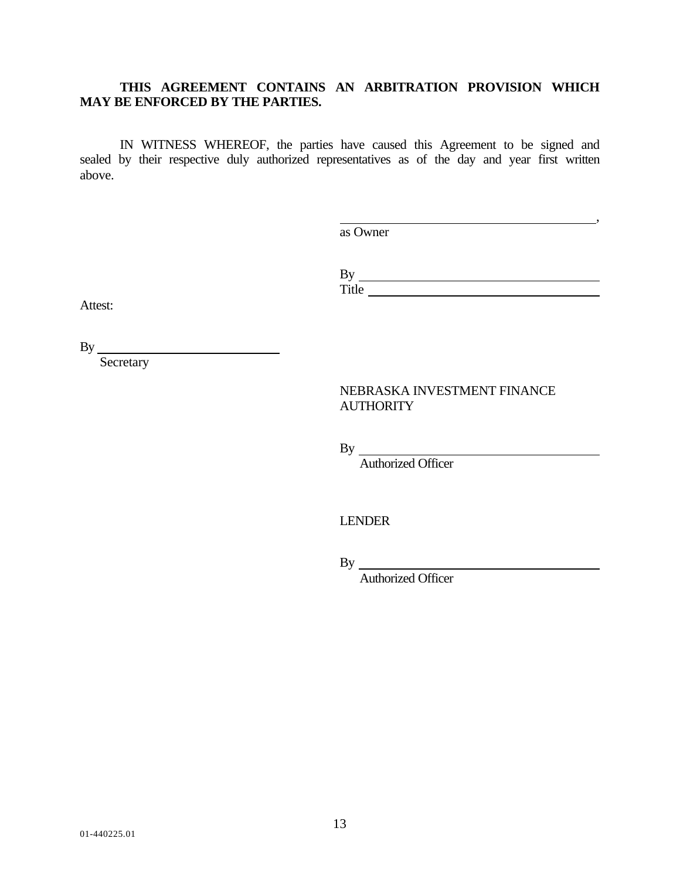**THIS AGREEMENT CONTAINS AN ARBITRATION PROVISION WHICH MAY BE ENFORCED BY THE PARTIES.**

IN WITNESS WHEREOF, the parties have caused this Agreement to be signed and sealed by their respective duly authorized representatives as of the day and year first written above.

\_\_\_\_\_\_\_\_\_\_\_\_\_\_\_\_\_\_\_\_\_\_\_\_\_\_\_\_\_\_\_\_\_\_\_\_,
as Owner

By \_\_\_\_\_\_\_\_\_\_\_\_\_\_\_\_\_\_\_\_\_\_\_\_\_\_\_\_\_\_\_\_\_\_
Title \_\_\_\_\_\_\_\_\_\_\_\_\_\_\_\_\_\_\_\_\_\_\_\_\_\_\_\_\_\_\_\_

Attest:

By \_\_\_\_\_\_\_\_\_\_\_\_\_\_\_\_\_\_\_\_\_\_\_\_\_\_
Secretary

NEBRASKA INVESTMENT FINANCE AUTHORITY

By \_\_\_\_\_\_\_\_\_\_\_\_\_\_\_\_\_\_\_\_\_\_\_\_\_\_\_\_\_\_\_\_\_\_
Authorized Officer

LENDER

By \_\_\_\_\_\_\_\_\_\_\_\_\_\_\_\_\_\_\_\_\_\_\_\_\_\_\_\_\_\_\_\_\_\_
Authorized Officer

01-440225.01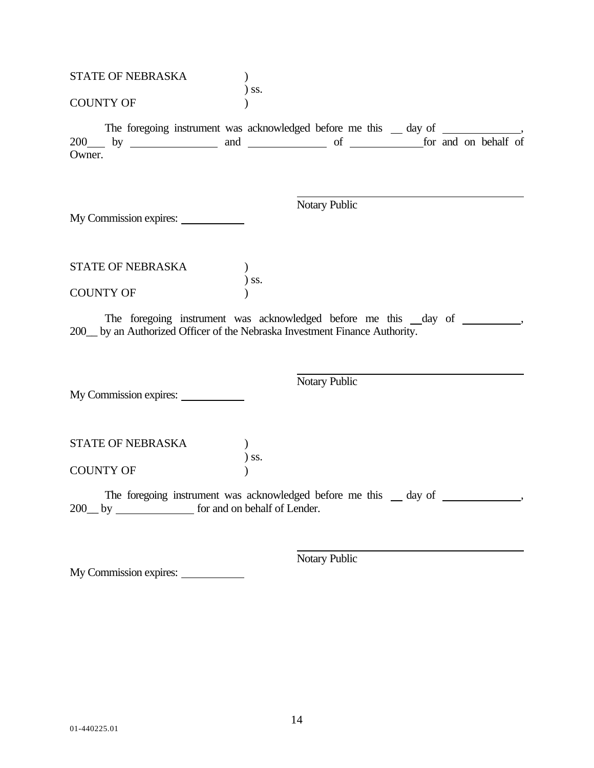STATE OF NEBRASKA )
) ss.
COUNTY OF )

The foregoing instrument was acknowledged before me this \_\_ day of \_\_\_\_\_\_\_\_\_\_\_\_\_\_, 200\_\_\_ by \_\_\_\_\_\_\_\_\_\_\_\_\_\_\_\_ and \_\_\_\_\_\_\_\_\_\_\_\_\_\_\_ of \_\_\_\_\_\_\_\_\_\_\_\_\_\_ for and on behalf of Owner.

\_\_\_\_\_\_\_\_\_\_\_\_\_\_\_\_\_\_\_\_\_\_\_\_\_\_\_\_\_\_\_\_\_\_\_\_\_\_\_\_
Notary Public

My Commission expires: \_\_\_\_\_\_\_\_\_\_\_\_

STATE OF NEBRASKA )
) ss.
COUNTY OF )

The foregoing instrument was acknowledged before me this \_\_day of \_\_\_\_\_\_\_\_\_\_\_, 200\_\_ by an Authorized Officer of the Nebraska Investment Finance Authority.

\_\_\_\_\_\_\_\_\_\_\_\_\_\_\_\_\_\_\_\_\_\_\_\_\_\_\_\_\_\_\_\_\_\_\_\_\_\_\_\_
Notary Public

My Commission expires: \_\_\_\_\_\_\_\_\_\_\_\_

STATE OF NEBRASKA )
) ss.
COUNTY OF )

The foregoing instrument was acknowledged before me this \_\_ day of \_\_\_\_\_\_\_\_\_\_\_\_\_\_\_, 200\_\_ by \_\_\_\_\_\_\_\_\_\_\_\_\_\_\_ for and on behalf of Lender.

\_\_\_\_\_\_\_\_\_\_\_\_\_\_\_\_\_\_\_\_\_\_\_\_\_\_\_\_\_\_\_\_\_\_\_\_\_\_\_\_
Notary Public

My Commission expires: \_\_\_\_\_\_\_\_\_\_\_\_

01-440225.01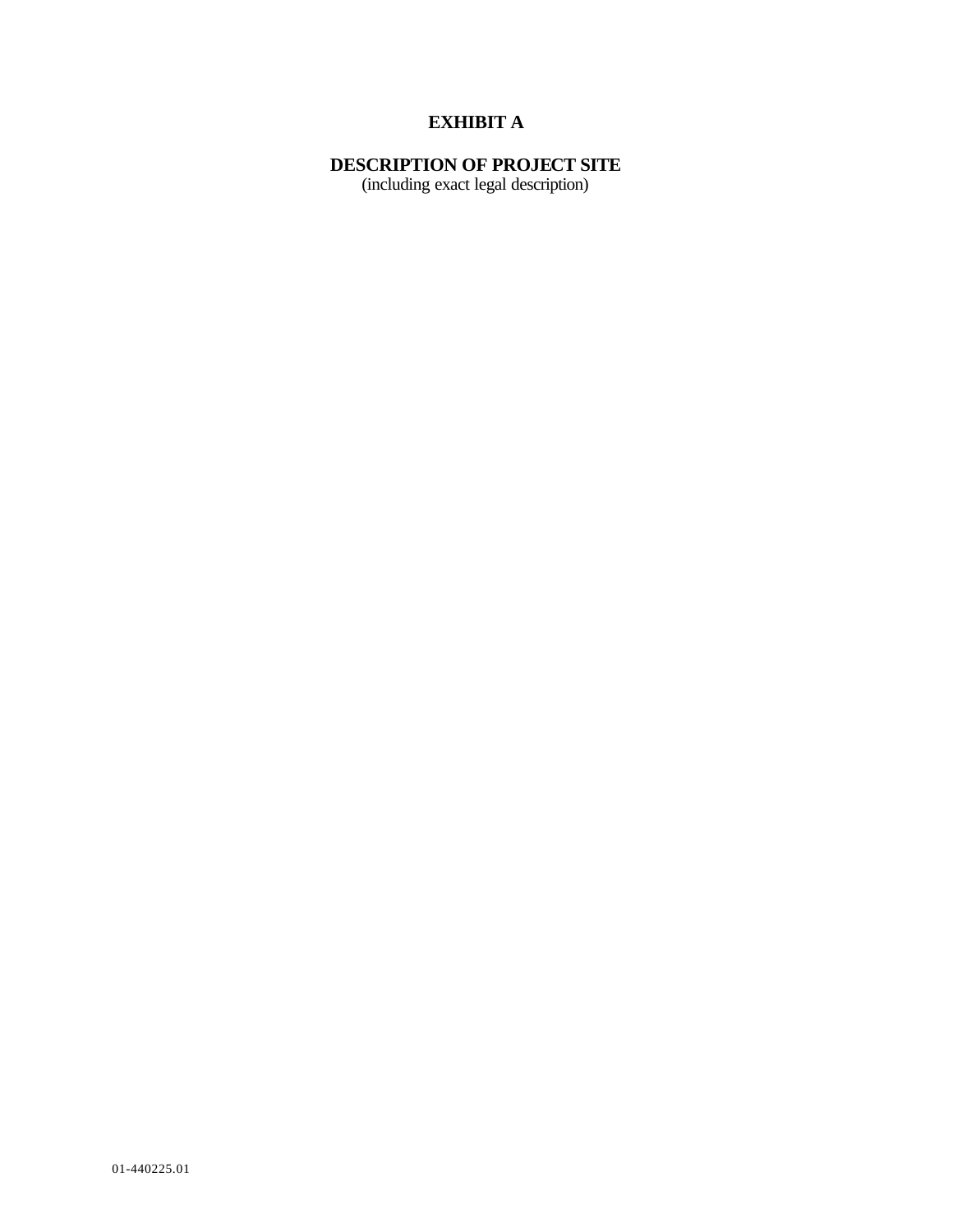# EXHIBIT A

## DESCRIPTION OF PROJECT SITE

(including exact legal description)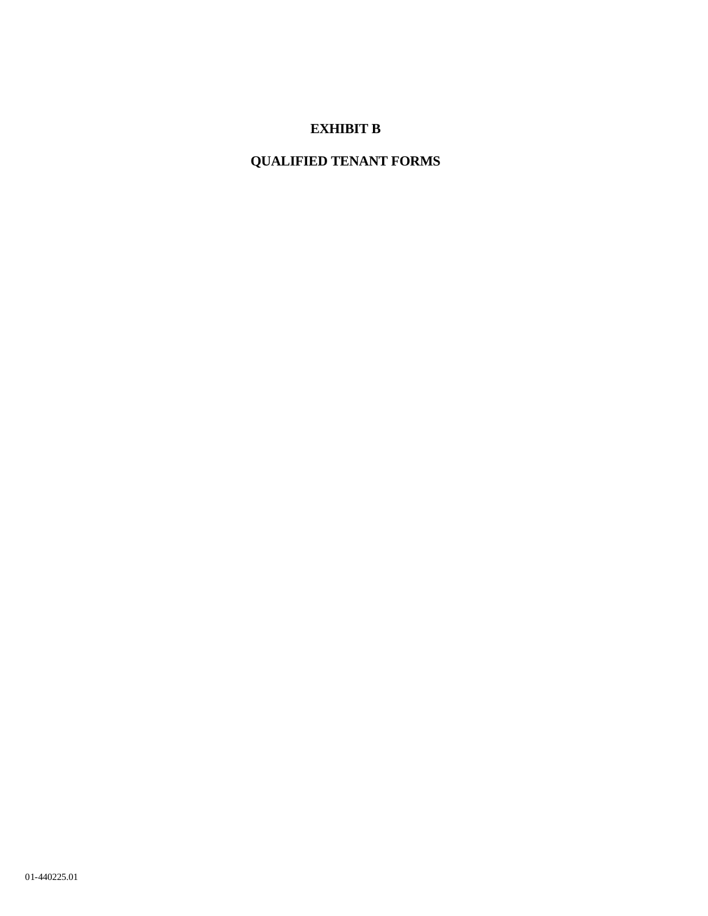# EXHIBIT B

## QUALIFIED TENANT FORMS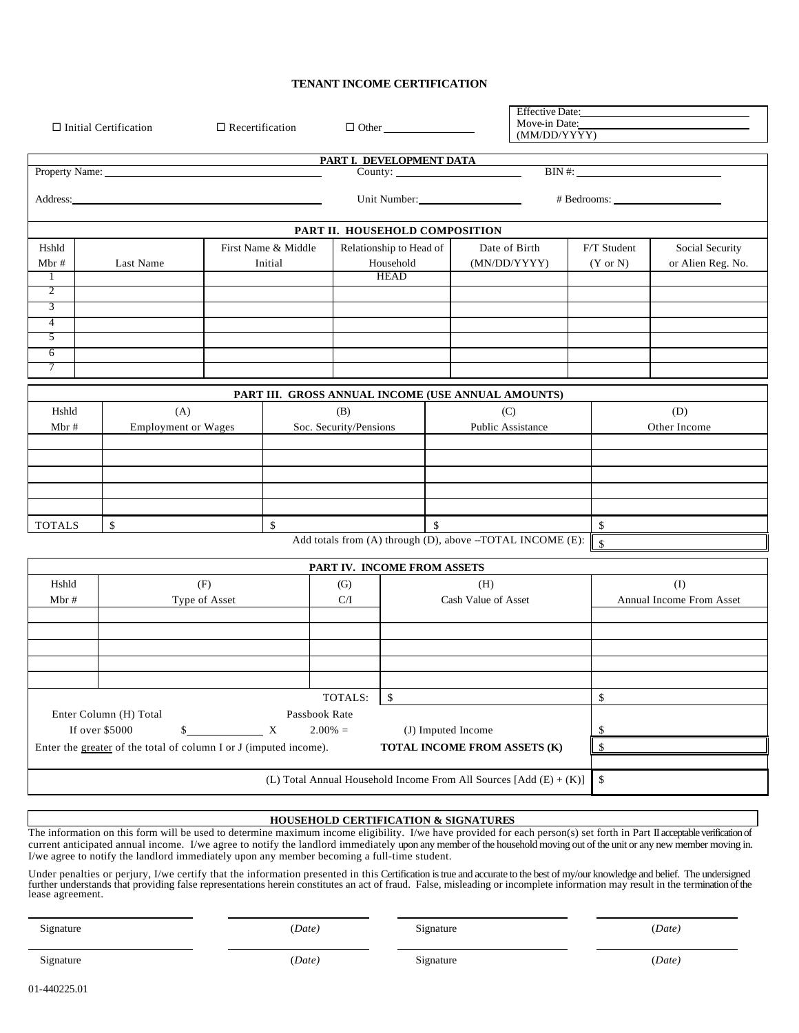# TENANT INCOME CERTIFICATION

☐ Initial Certification ☐ Recertification ☐ Other ________________

Effective Date: ______________________
Move-in Date: ______________________
(MM/DD/YYYY)

## PART I. DEVELOPMENT DATA

Property Name: ______________________ County: ______________________ BIN #: ______________________

Address: ______________________ Unit Number: ______________________ # Bedrooms: ______________________

## PART II. HOUSEHOLD COMPOSITION

| Hshld Mbr # | Last Name | First Name & Middle Initial | Relationship to Head of Household | Date of Birth (MN/DD/YYYY) | F/T Student (Y or N) | Social Security or Alien Reg. No. |
|---|---|---|---|---|---|---|
| 1 | | | HEAD | | | |
| 2 | | | | | | |
| 3 | | | | | | |
| 4 | | | | | | |
| 5 | | | | | | |
| 6 | | | | | | |
| 7 | | | | | | |

## PART III. GROSS ANNUAL INCOME (USE ANNUAL AMOUNTS)

| Hshld Mbr # | (A) Employment or Wages | (B) Soc. Security/Pensions | (C) Public Assistance | (D) Other Income |
|---|---|---|---|---|
| | | | | |
| | | | | |
| | | | | |
| | | | | |
| | | | | |
| TOTALS | $ | $ | $ | $ |

Add totals from (A) through (D), above –TOTAL INCOME (E): $

## PART IV. INCOME FROM ASSETS

| Hshld Mbr # | (F) Type of Asset | (G) C/I | (H) Cash Value of Asset | (I) Annual Income From Asset |
|---|---|---|---|---|
| | | | | |
| | | | | |
| | | | | |
| | | | | |
| | | | | |
| | | TOTALS: | $ | $ |

Enter Column (H) Total If over $5000 $__________ X Passbook Rate 2.00% = (J) Imputed Income $

Enter the greater of the total of column I or J (imputed income). **TOTAL INCOME FROM ASSETS (K)** $

(L) Total Annual Household Income From All Sources [Add (E) + (K)] $

## HOUSEHOLD CERTIFICATION & SIGNATURES

The information on this form will be used to determine maximum income eligibility. I/we have provided for each person(s) set forth in Part II acceptable verification of current anticipated annual income. I/we agree to notify the landlord immediately upon any member of the household moving out of the unit or any new member moving in. I/we agree to notify the landlord immediately upon any member becoming a full-time student.

Under penalties or perjury, I/we certify that the information presented in this Certification is true and accurate to the best of my/our knowledge and belief. The undersigned further understands that providing false representations herein constitutes an act of fraud. False, misleading or incomplete information may result in the termination of the lease agreement.

| | | | |
|---|---|---|---|
| Signature | (*Date*) | Signature | (*Date*) |
| Signature | (*Date*) | Signature | (*Date*) |

01-440225.01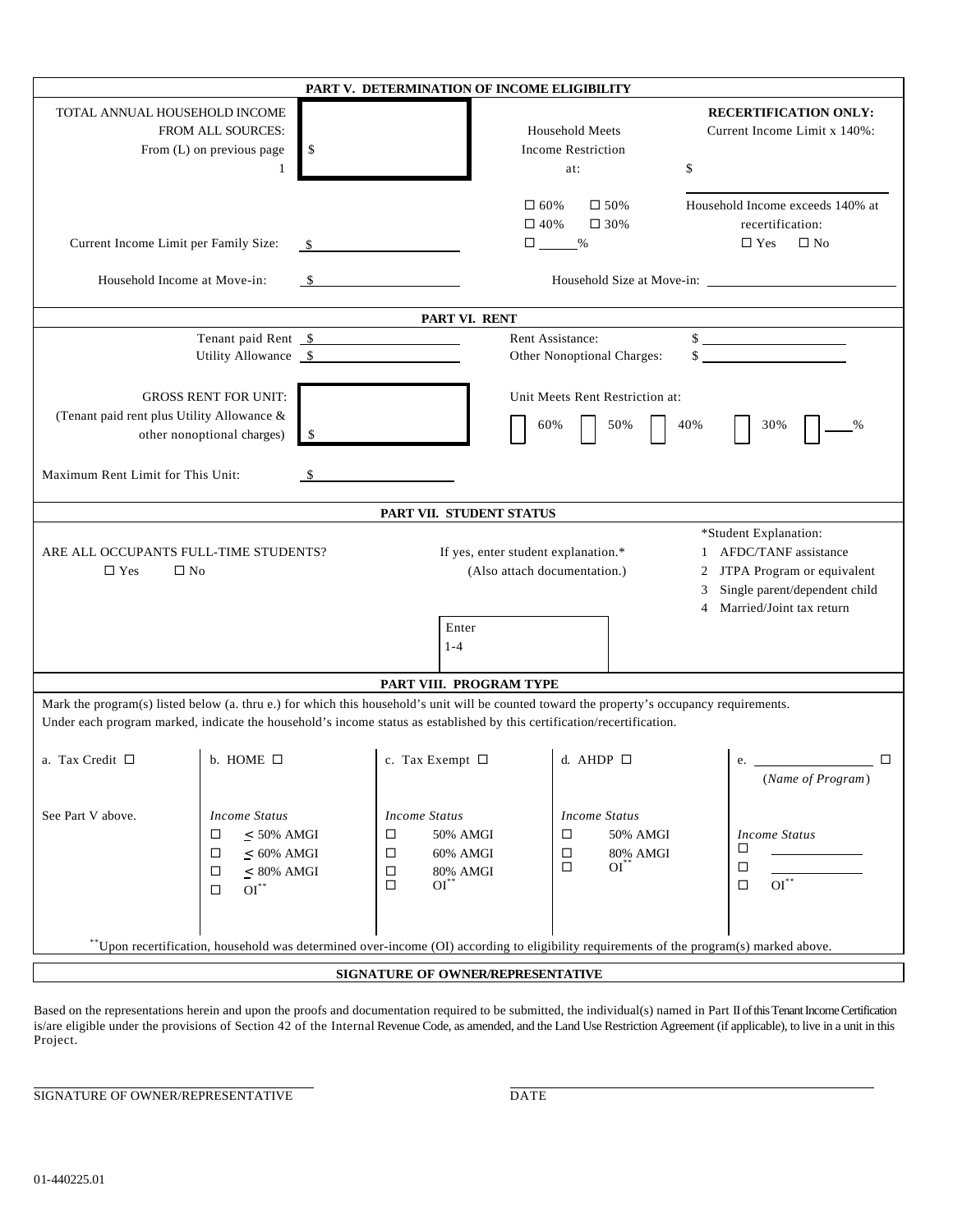## PART V. DETERMINATION OF INCOME ELIGIBILITY

TOTAL ANNUAL HOUSEHOLD INCOME FROM ALL SOURCES: From (L) on previous page 1 $ ____________

Household Meets Income Restriction at:

☐ 60% ☐ 50%
☐ 40% ☐ 30%
☐ ____%

**RECERTIFICATION ONLY:** Current Income Limit x 140%: $ ____________

Household Income exceeds 140% at recertification: ☐ Yes ☐ No

Current Income Limit per Family Size: $ ____________

Household Income at Move-in: $ ____________

Household Size at Move-in: ____________

## PART VI. RENT

Tenant paid Rent $ ____________

Utility Allowance $ ____________

Rent Assistance: $ ____________

Other Nonoptional Charges: $ ____________

GROSS RENT FOR UNIT: (Tenant paid rent plus Utility Allowance & other nonoptional charges) $ ____________

Unit Meets Rent Restriction at: ☐ 60% ☐ 50% ☐ 40% ☐ 30% ☐ ____%

Maximum Rent Limit for This Unit: $ ____________

## PART VII. STUDENT STATUS

ARE ALL OCCUPANTS FULL-TIME STUDENTS?
☐ Yes ☐ No

If yes, enter student explanation.* (Also attach documentation.)

Enter 1-4 ____________

*Student Explanation:
1 AFDC/TANF assistance
2 JTPA Program or equivalent
3 Single parent/dependent child
4 Married/Joint tax return

## PART VIII. PROGRAM TYPE

Mark the program(s) listed below (a. thru e.) for which this household's unit will be counted toward the property's occupancy requirements. Under each program marked, indicate the household's income status as established by this certification/recertification.

| a. Tax Credit ☐ | b. HOME ☐ | c. Tax Exempt ☐ | d. AHDP ☐ | e. ____________ ☐ (*Name of Program*) |
|---|---|---|---|---|
| See Part V above. | *Income Status* | *Income Status* | *Income Status* | *Income Status* |
| | ☐ ≤ 50% AMGI | ☐ 50% AMGI | ☐ 50% AMGI | ☐ ____________ |
| | ☐ ≤ 60% AMGI | ☐ 60% AMGI | ☐ 80% AMGI | ☐ ____________ |
| | ☐ ≤ 80% AMGI | ☐ 80% AMGI | ☐ OI** | ☐ OI** |
| | ☐ OI** | ☐ OI** | | |

**Upon recertification, household was determined over-income (OI) according to eligibility requirements of the program(s) marked above.

## SIGNATURE OF OWNER/REPRESENTATIVE

Based on the representations herein and upon the proofs and documentation required to be submitted, the individual(s) named in Part II of this Tenant Income Certification is/are eligible under the provisions of Section 42 of the Internal Revenue Code, as amended, and the Land Use Restriction Agreement (if applicable), to live in a unit in this Project.

____________________________________ ____________________________________
SIGNATURE OF OWNER/REPRESENTATIVE DATE

01-440225.01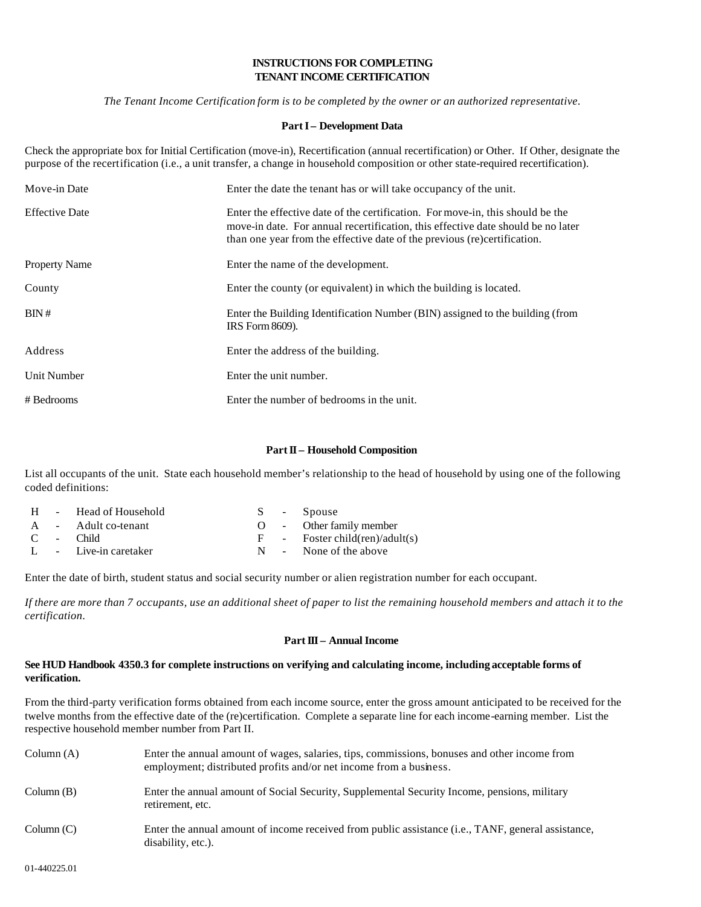# INSTRUCTIONS FOR COMPLETING TENANT INCOME CERTIFICATION

*The Tenant Income Certification form is to be completed by the owner or an authorized representative.*

## Part I – Development Data

Check the appropriate box for Initial Certification (move-in), Recertification (annual recertification) or Other. If Other, designate the purpose of the recertification (i.e., a unit transfer, a change in household composition or other state-required recertification).

| | |
|---|---|
| Move-in Date | Enter the date the tenant has or will take occupancy of the unit. |
| Effective Date | Enter the effective date of the certification. For move-in, this should be the move-in date. For annual recertification, this effective date should be no later than one year from the effective date of the previous (re)certification. |
| Property Name | Enter the name of the development. |
| County | Enter the county (or equivalent) in which the building is located. |
| BIN # | Enter the Building Identification Number (BIN) assigned to the building (from IRS Form 8609). |
| Address | Enter the address of the building. |
| Unit Number | Enter the unit number. |
| # Bedrooms | Enter the number of bedrooms in the unit. |

## Part II – Household Composition

List all occupants of the unit. State each household member's relationship to the head of household by using one of the following coded definitions:

| | | | |
|---|---|---|---|
| H - | Head of Household | S - | Spouse |
| A - | Adult co-tenant | O - | Other family member |
| C - | Child | F - | Foster child(ren)/adult(s) |
| L - | Live-in caretaker | N - | None of the above |

Enter the date of birth, student status and social security number or alien registration number for each occupant.

*If there are more than 7 occupants, use an additional sheet of paper to list the remaining household members and attach it to the certification.*

## Part III – Annual Income

**See HUD Handbook 4350.3 for complete instructions on verifying and calculating income, including acceptable forms of verification.**

From the third-party verification forms obtained from each income source, enter the gross amount anticipated to be received for the twelve months from the effective date of the (re)certification. Complete a separate line for each income-earning member. List the respective household member number from Part II.

| | |
|---|---|
| Column (A) | Enter the annual amount of wages, salaries, tips, commissions, bonuses and other income from employment; distributed profits and/or net income from a business. |
| Column (B) | Enter the annual amount of Social Security, Supplemental Security Income, pensions, military retirement, etc. |
| Column (C) | Enter the annual amount of income received from public assistance (i.e., TANF, general assistance, disability, etc.). |

01-440225.01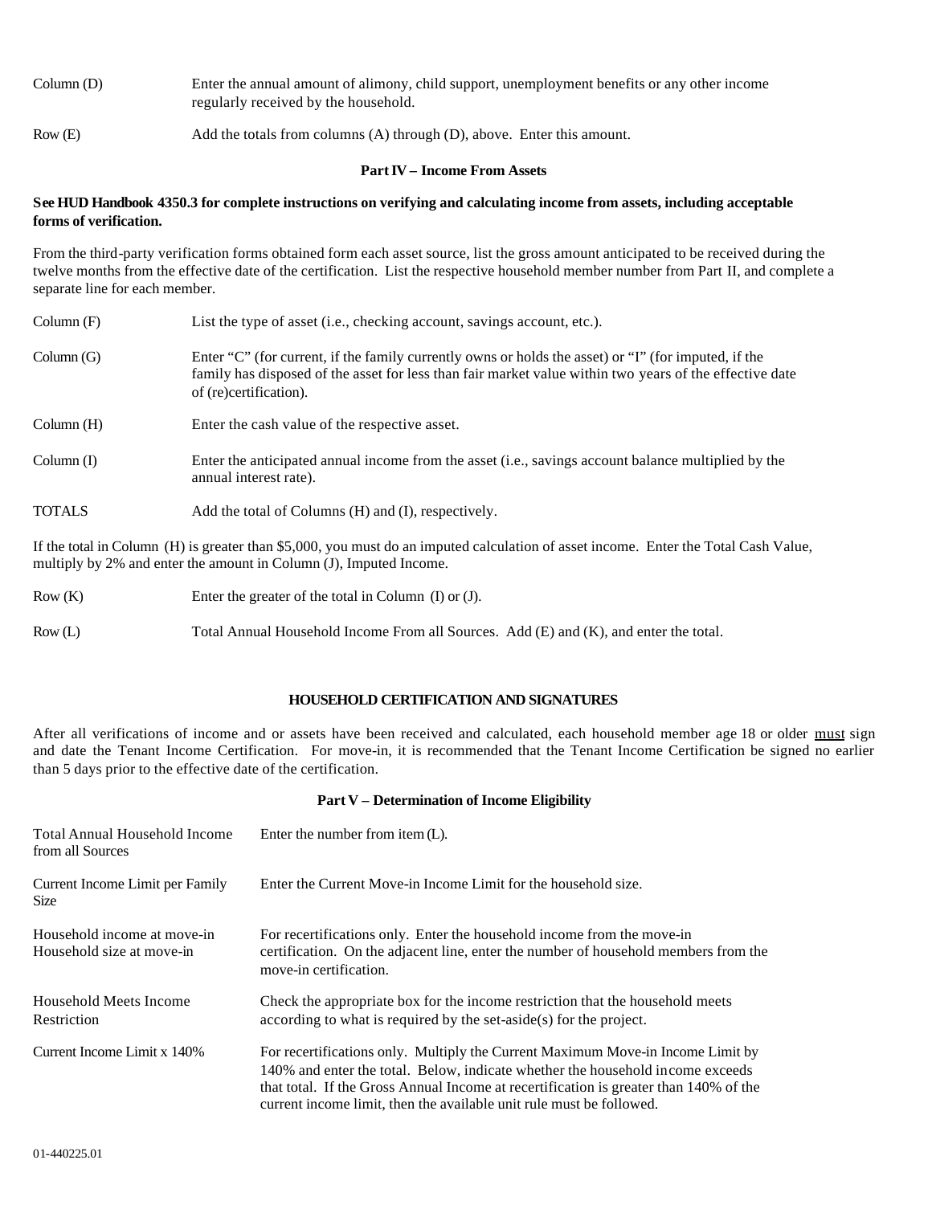| | |
|---|---|
| Column (D) | Enter the annual amount of alimony, child support, unemployment benefits or any other income regularly received by the household. |
| Row (E) | Add the totals from columns (A) through (D), above. Enter this amount. |

### Part IV – Income From Assets

**See HUD Handbook 4350.3 for complete instructions on verifying and calculating income from assets, including acceptable forms of verification.**

From the third-party verification forms obtained form each asset source, list the gross amount anticipated to be received during the twelve months from the effective date of the certification. List the respective household member number from Part II, and complete a separate line for each member.

| | |
|---|---|
| Column (F) | List the type of asset (i.e., checking account, savings account, etc.). |
| Column (G) | Enter "C" (for current, if the family currently owns or holds the asset) or "I" (for imputed, if the family has disposed of the asset for less than fair market value within two years of the effective date of (re)certification). |
| Column (H) | Enter the cash value of the respective asset. |
| Column (I) | Enter the anticipated annual income from the asset (i.e., savings account balance multiplied by the annual interest rate). |
| TOTALS | Add the total of Columns (H) and (I), respectively. |

If the total in Column (H) is greater than $5,000, you must do an imputed calculation of asset income. Enter the Total Cash Value, multiply by 2% and enter the amount in Column (J), Imputed Income.

| | |
|---|---|
| Row (K) | Enter the greater of the total in Column (I) or (J). |
| Row (L) | Total Annual Household Income From all Sources. Add (E) and (K), and enter the total. |

### HOUSEHOLD CERTIFICATION AND SIGNATURES

After all verifications of income and or assets have been received and calculated, each household member age 18 or older must sign and date the Tenant Income Certification. For move-in, it is recommended that the Tenant Income Certification be signed no earlier than 5 days prior to the effective date of the certification.

### Part V – Determination of Income Eligibility

| | |
|---|---|
| Total Annual Household Income from all Sources | Enter the number from item (L). |
| Current Income Limit per Family Size | Enter the Current Move-in Income Limit for the household size. |
| Household income at move-in Household size at move-in | For recertifications only. Enter the household income from the move-in certification. On the adjacent line, enter the number of household members from the move-in certification. |
| Household Meets Income Restriction | Check the appropriate box for the income restriction that the household meets according to what is required by the set-aside(s) for the project. |
| Current Income Limit x 140% | For recertifications only. Multiply the Current Maximum Move-in Income Limit by 140% and enter the total. Below, indicate whether the household income exceeds that total. If the Gross Annual Income at recertification is greater than 140% of the current income limit, then the available unit rule must be followed. |

01-440225.01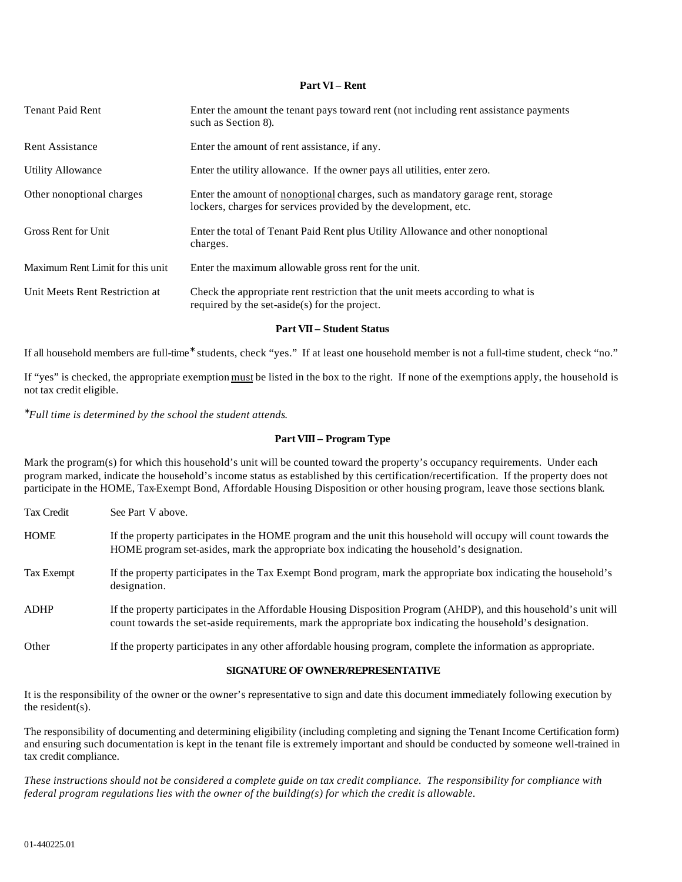### Part VI – Rent

| | |
|---|---|
| Tenant Paid Rent | Enter the amount the tenant pays toward rent (not including rent assistance payments such as Section 8). |
| Rent Assistance | Enter the amount of rent assistance, if any. |
| Utility Allowance | Enter the utility allowance. If the owner pays all utilities, enter zero. |
| Other nonoptional charges | Enter the amount of nonoptional charges, such as mandatory garage rent, storage lockers, charges for services provided by the development, etc. |
| Gross Rent for Unit | Enter the total of Tenant Paid Rent plus Utility Allowance and other nonoptional charges. |
| Maximum Rent Limit for this unit | Enter the maximum allowable gross rent for the unit. |
| Unit Meets Rent Restriction at | Check the appropriate rent restriction that the unit meets according to what is required by the set-aside(s) for the project. |

### Part VII – Student Status

If all household members are full-time* students, check "yes." If at least one household member is not a full-time student, check "no."

If "yes" is checked, the appropriate exemption must be listed in the box to the right. If none of the exemptions apply, the household is not tax credit eligible.

*\*Full time is determined by the school the student attends.*

### Part VIII – Program Type

Mark the program(s) for which this household's unit will be counted toward the property's occupancy requirements. Under each program marked, indicate the household's income status as established by this certification/recertification. If the property does not participate in the HOME, Tax-Exempt Bond, Affordable Housing Disposition or other housing program, leave those sections blank.

| | |
|---|---|
| Tax Credit | See Part V above. |
| HOME | If the property participates in the HOME program and the unit this household will occupy will count towards the HOME program set-asides, mark the appropriate box indicating the household's designation. |
| Tax Exempt | If the property participates in the Tax Exempt Bond program, mark the appropriate box indicating the household's designation. |
| ADHP | If the property participates in the Affordable Housing Disposition Program (AHDP), and this household's unit will count towards the set-aside requirements, mark the appropriate box indicating the household's designation. |
| Other | If the property participates in any other affordable housing program, complete the information as appropriate. |

### SIGNATURE OF OWNER/REPRESENTATIVE

It is the responsibility of the owner or the owner's representative to sign and date this document immediately following execution by the resident(s).

The responsibility of documenting and determining eligibility (including completing and signing the Tenant Income Certification form) and ensuring such documentation is kept in the tenant file is extremely important and should be conducted by someone well-trained in tax credit compliance.

*These instructions should not be considered a complete guide on tax credit compliance. The responsibility for compliance with federal program regulations lies with the owner of the building(s) for which the credit is allowable.*

01-440225.01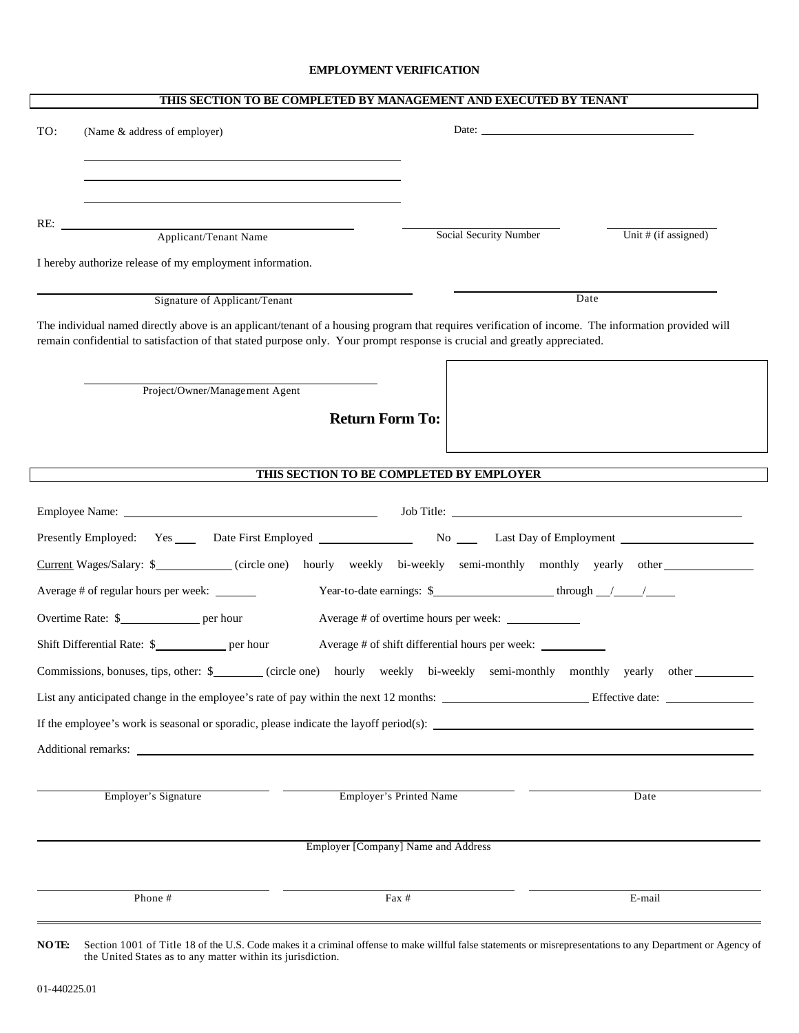# EMPLOYMENT VERIFICATION

**THIS SECTION TO BE COMPLETED BY MANAGEMENT AND EXECUTED BY TENANT**

TO: (Name & address of employer) Date: ____________________

______________________________

______________________________

______________________________

RE: ______________________________ ______________________ ______________

Applicant/Tenant Name | Social Security Number | Unit # (if assigned)

I hereby authorize release of my employment information.

______________________________ ______________________________

Signature of Applicant/Tenant | Date

The individual named directly above is an applicant/tenant of a housing program that requires verification of income. The information provided will remain confidential to satisfaction of that stated purpose only. Your prompt response is crucial and greatly appreciated.

______________________________

Project/Owner/Management Agent

**Return Form To:**

**THIS SECTION TO BE COMPLETED BY EMPLOYER**

Employee Name: ______________________ Job Title: ______________________

Presently Employed: Yes ____ Date First Employed ____________ No ____ Last Day of Employment ____________

Current Wages/Salary: $__________ (circle one) hourly weekly bi-weekly semi-monthly monthly yearly other __________

Average # of regular hours per week: ______ Year-to-date earnings: $______________ through __/____/____

Overtime Rate: $__________ per hour Average # of overtime hours per week: __________

Shift Differential Rate: $__________ per hour Average # of shift differential hours per week: __________

Commissions, bonuses, tips, other: $________ (circle one) hourly weekly bi-weekly semi-monthly monthly yearly other ________

List any anticipated change in the employee's rate of pay within the next 12 months: ______________ Effective date: __________

If the employee's work is seasonal or sporadic, please indicate the layoff period(s): ______________________________

Additional remarks: ______________________________________________

______________________ ______________________ ______________________

Employer's Signature | Employer's Printed Name | Date

______________________________________________

Employer [Company] Name and Address

______________________ ______________________ ______________________

Phone # | Fax # | E-mail

**NOTE:** Section 1001 of Title 18 of the U.S. Code makes it a criminal offense to make willful false statements or misrepresentations to any Department or Agency of the United States as to any matter within its jurisdiction.

01-440225.01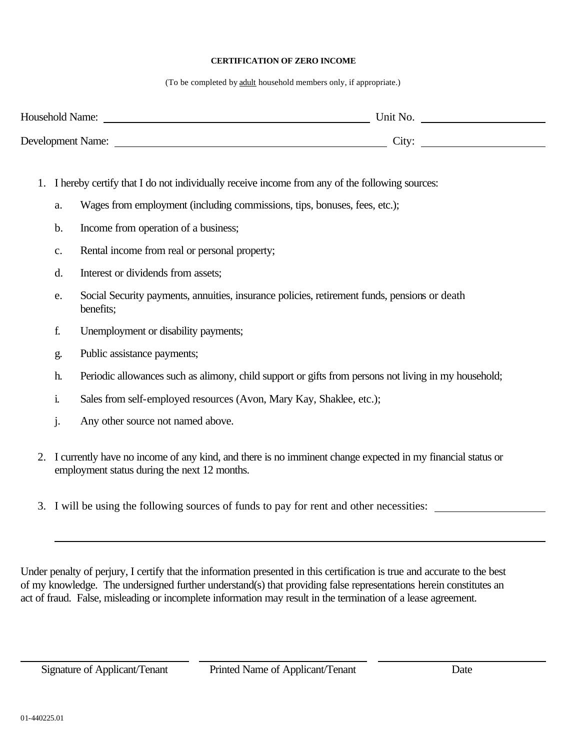# CERTIFICATION OF ZERO INCOME

(To be completed by adult household members only, if appropriate.)

Household Name: ______________________________ Unit No. ______________

Development Name: ______________________________ City: ______________

1. I hereby certify that I do not individually receive income from any of the following sources:

   a. Wages from employment (including commissions, tips, bonuses, fees, etc.);

   b. Income from operation of a business;

   c. Rental income from real or personal property;

   d. Interest or dividends from assets;

   e. Social Security payments, annuities, insurance policies, retirement funds, pensions or death benefits;

   f. Unemployment or disability payments;

   g. Public assistance payments;

   h. Periodic allowances such as alimony, child support or gifts from persons not living in my household;

   i. Sales from self-employed resources (Avon, Mary Kay, Shaklee, etc.);

   j. Any other source not named above.

2. I currently have no income of any kind, and there is no imminent change expected in my financial status or employment status during the next 12 months.

3. I will be using the following sources of funds to pay for rent and other necessities: ______________

   ______________________________________________________________

Under penalty of perjury, I certify that the information presented in this certification is true and accurate to the best of my knowledge. The undersigned further understand(s) that providing false representations herein constitutes an act of fraud. False, misleading or incomplete information may result in the termination of a lease agreement.

______________________ ______________________ ______________________

Signature of Applicant/Tenant | Printed Name of Applicant/Tenant | Date

01-440225.01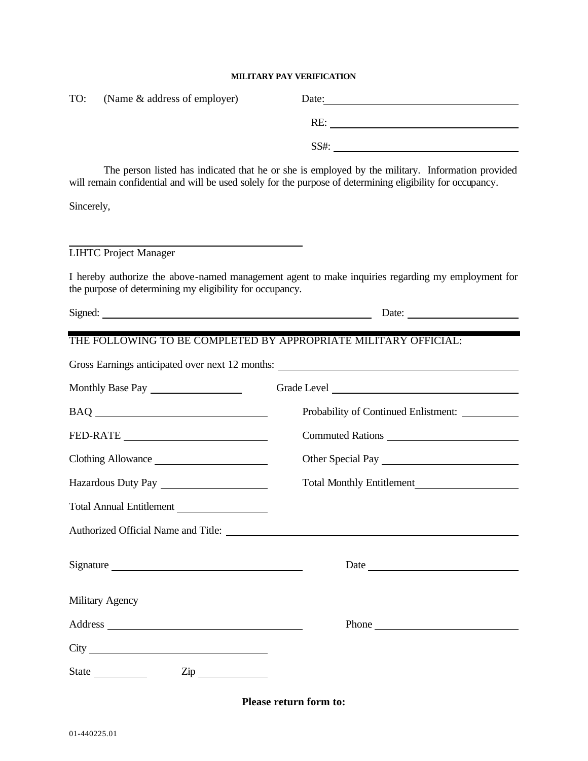**MILITARY PAY VERIFICATION**

TO: (Name & address of employer)

Date: ______________________

RE: ______________________

SS#: ______________________

The person listed has indicated that he or she is employed by the military. Information provided will remain confidential and will be used solely for the purpose of determining eligibility for occupancy.

Sincerely,

______________________

LIHTC Project Manager

I hereby authorize the above-named management agent to make inquiries regarding my employment for the purpose of determining my eligibility for occupancy.

Signed: ______________________ Date: ______________________

---

THE FOLLOWING TO BE COMPLETED BY APPROPRIATE MILITARY OFFICIAL:

Gross Earnings anticipated over next 12 months: ______________________

Monthly Base Pay ______________ Grade Level ______________

BAQ ______________ Probability of Continued Enlistment: ______________

FED-RATE ______________ Commuted Rations ______________

Clothing Allowance ______________ Other Special Pay ______________

Hazardous Duty Pay ______________ Total Monthly Entitlement ______________

Total Annual Entitlement ______________

Authorized Official Name and Title: ______________________

Signature ______________________ Date ______________________

Military Agency

Address ______________________ Phone ______________________

City ______________________

State ______________ Zip ______________

**Please return form to:**

01-440225.01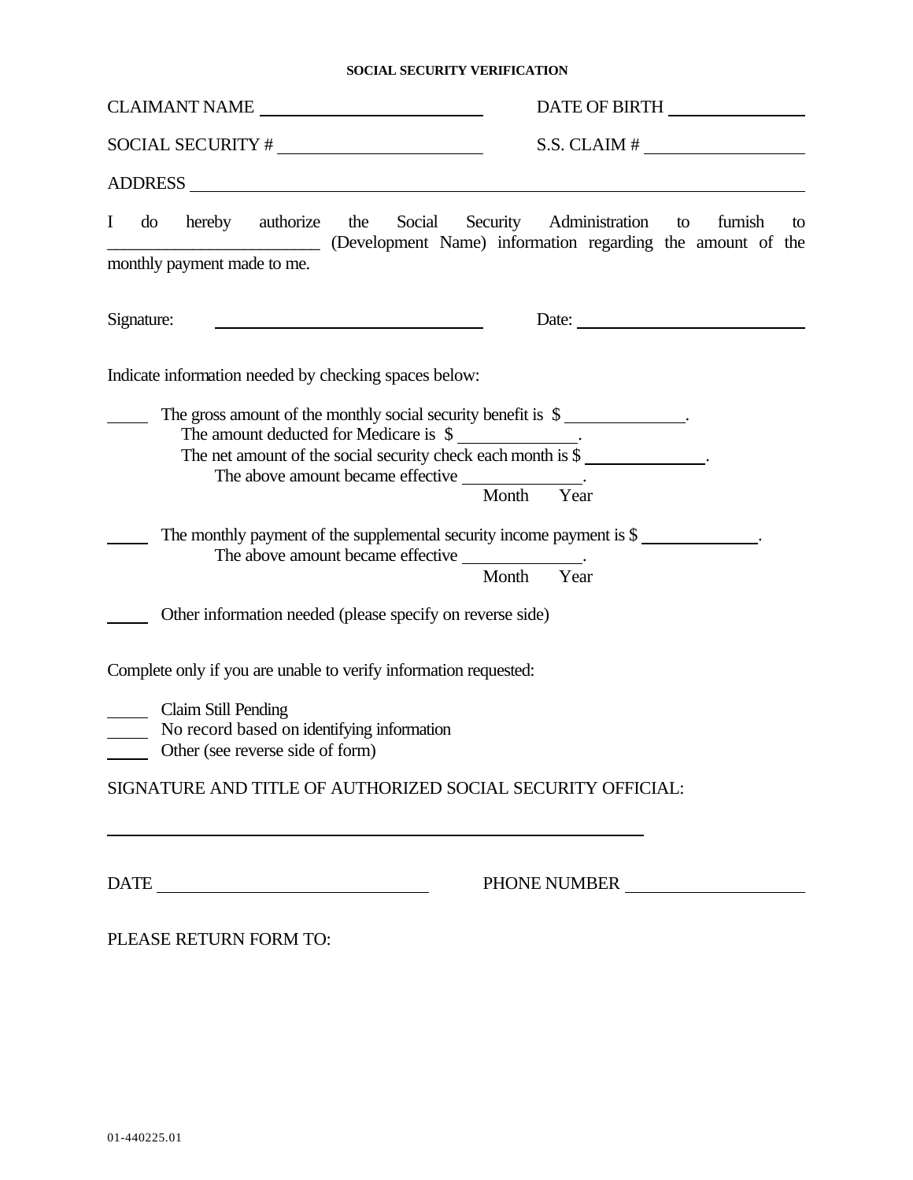# SOCIAL SECURITY VERIFICATION

CLAIMANT NAME ________________________ DATE OF BIRTH ______________

SOCIAL SECURITY # ______________________ S.S. CLAIM # ________________

ADDRESS ________________________________________________________________

I do hereby authorize the Social Security Administration to furnish to ________________________ (Development Name) information regarding the amount of the monthly payment made to me.

Signature: ____________________________ Date: ________________________

Indicate information needed by checking spaces below:

_____ The gross amount of the monthly social security benefit is $ ____________.
The amount deducted for Medicare is $ ____________.
The net amount of the social security check each month is $ ____________.
The above amount became effective ____________.
Month Year

_____ The monthly payment of the supplemental security income payment is $ ____________.
The above amount became effective ____________.
Month Year

_____ Other information needed (please specify on reverse side)

Complete only if you are unable to verify information requested:

_____ Claim Still Pending
_____ No record based on identifying information
_____ Other (see reverse side of form)

SIGNATURE AND TITLE OF AUTHORIZED SOCIAL SECURITY OFFICIAL:

__________________________________________________________

DATE ____________________________ PHONE NUMBER ____________________

PLEASE RETURN FORM TO:

01-440225.01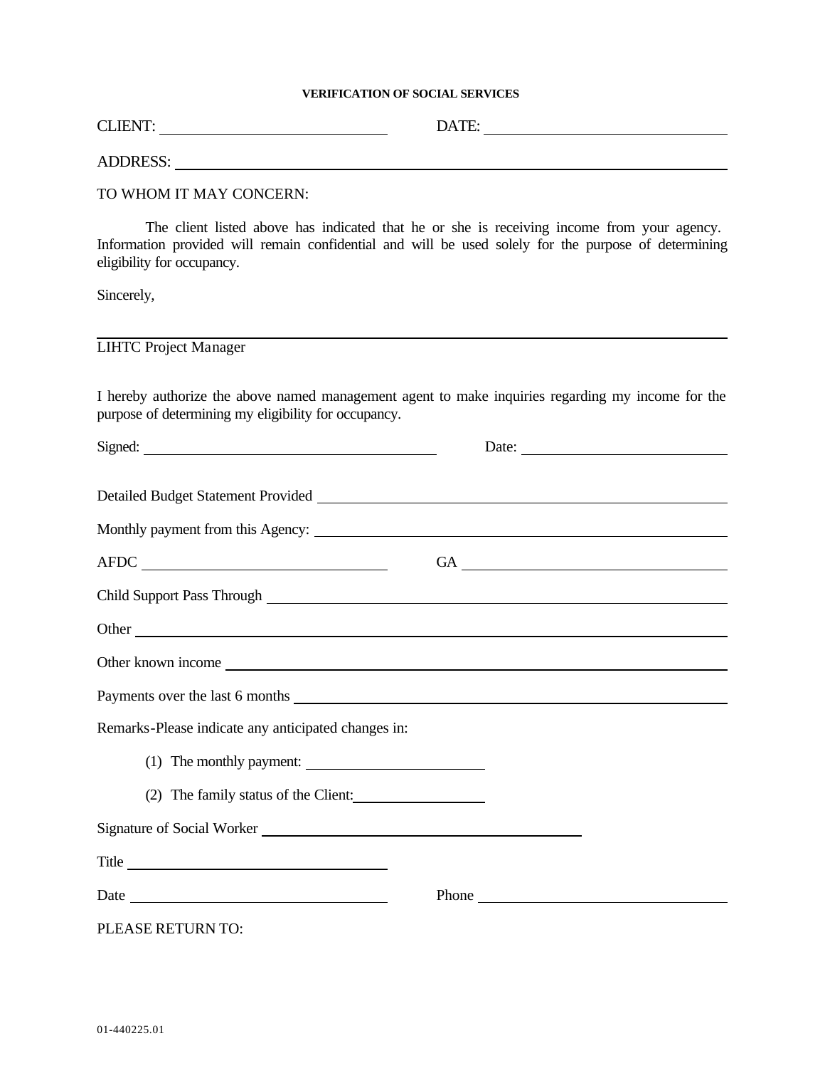**VERIFICATION OF SOCIAL SERVICES**

CLIENT: ____________________________ DATE: ______________________________

ADDRESS: ______________________________________________________________

TO WHOM IT MAY CONCERN:

The client listed above has indicated that he or she is receiving income from your agency. Information provided will remain confidential and will be used solely for the purpose of determining eligibility for occupancy.

Sincerely,

______________________________________________________________

LIHTC Project Manager

I hereby authorize the above named management agent to make inquiries regarding my income for the purpose of determining my eligibility for occupancy.

Signed: ____________________________________ Date: __________________________

Detailed Budget Statement Provided _____________________________________________

Monthly payment from this Agency: _____________________________________________

AFDC ______________________________ GA ___________________________________

Child Support Pass Through ___________________________________________________

Other ______________________________________________________________________

Other known income _________________________________________________________

Payments over the last 6 months _______________________________________________

Remarks-Please indicate any anticipated changes in:

(1) The monthly payment: ______________________

(2) The family status of the Client: ________________

Signature of Social Worker __________________________________________

Title ________________________________

Date ________________________________ Phone ________________________________

PLEASE RETURN TO:

01-440225.01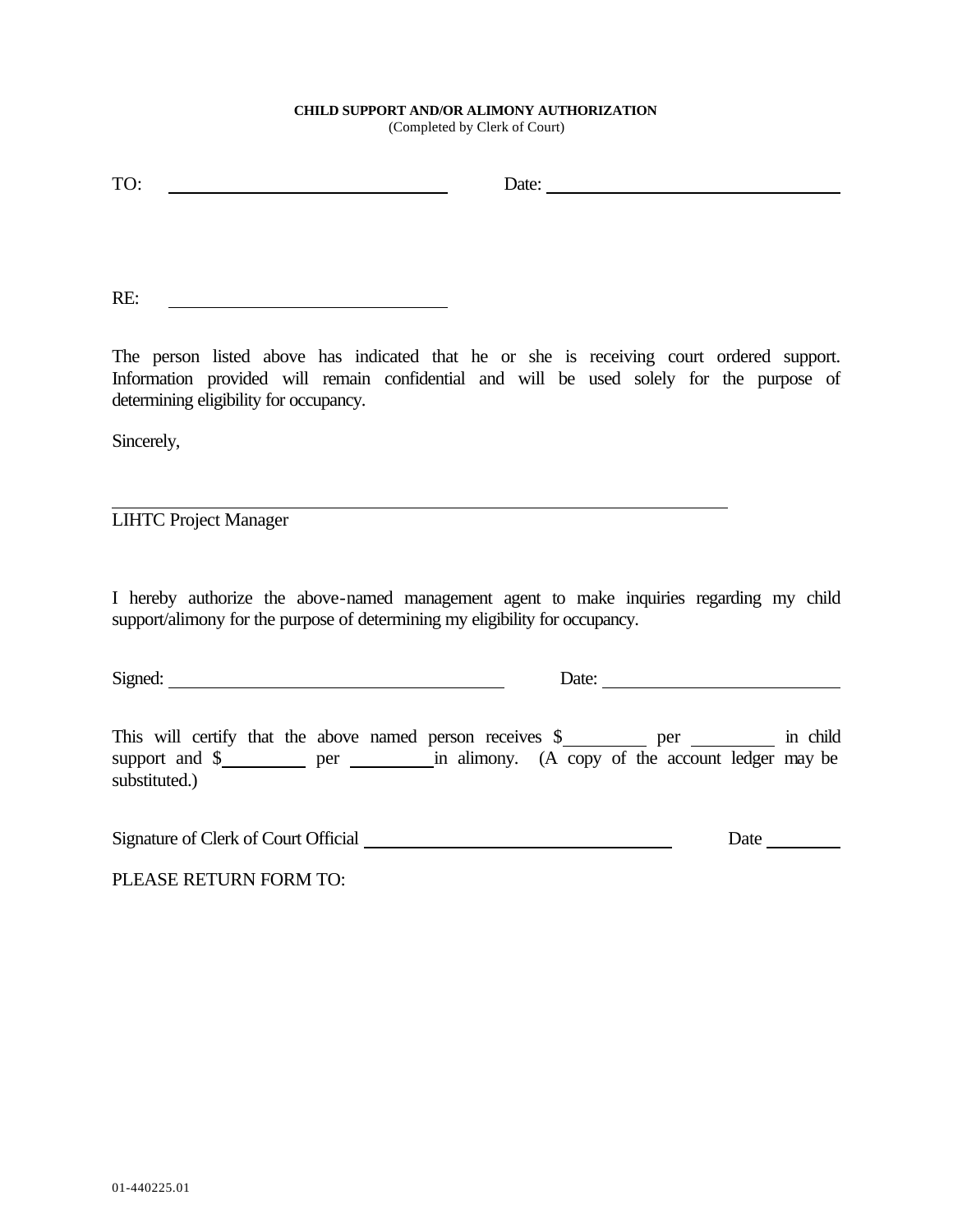**CHILD SUPPORT AND/OR ALIMONY AUTHORIZATION**
(Completed by Clerk of Court)

TO: ______________________________ Date: ______________________________

RE: ______________________________

The person listed above has indicated that he or she is receiving court ordered support. Information provided will remain confidential and will be used solely for the purpose of determining eligibility for occupancy.

Sincerely,

______________________________________________________________
LIHTC Project Manager

I hereby authorize the above-named management agent to make inquiries regarding my child support/alimony for the purpose of determining my eligibility for occupancy.

Signed: ______________________________ Date: ______________________________

This will certify that the above named person receives $_________ per _________ in child support and $_________ per _________ in alimony. (A copy of the account ledger may be substituted.)

Signature of Clerk of Court Official ______________________________ Date ________

PLEASE RETURN FORM TO:

01-440225.01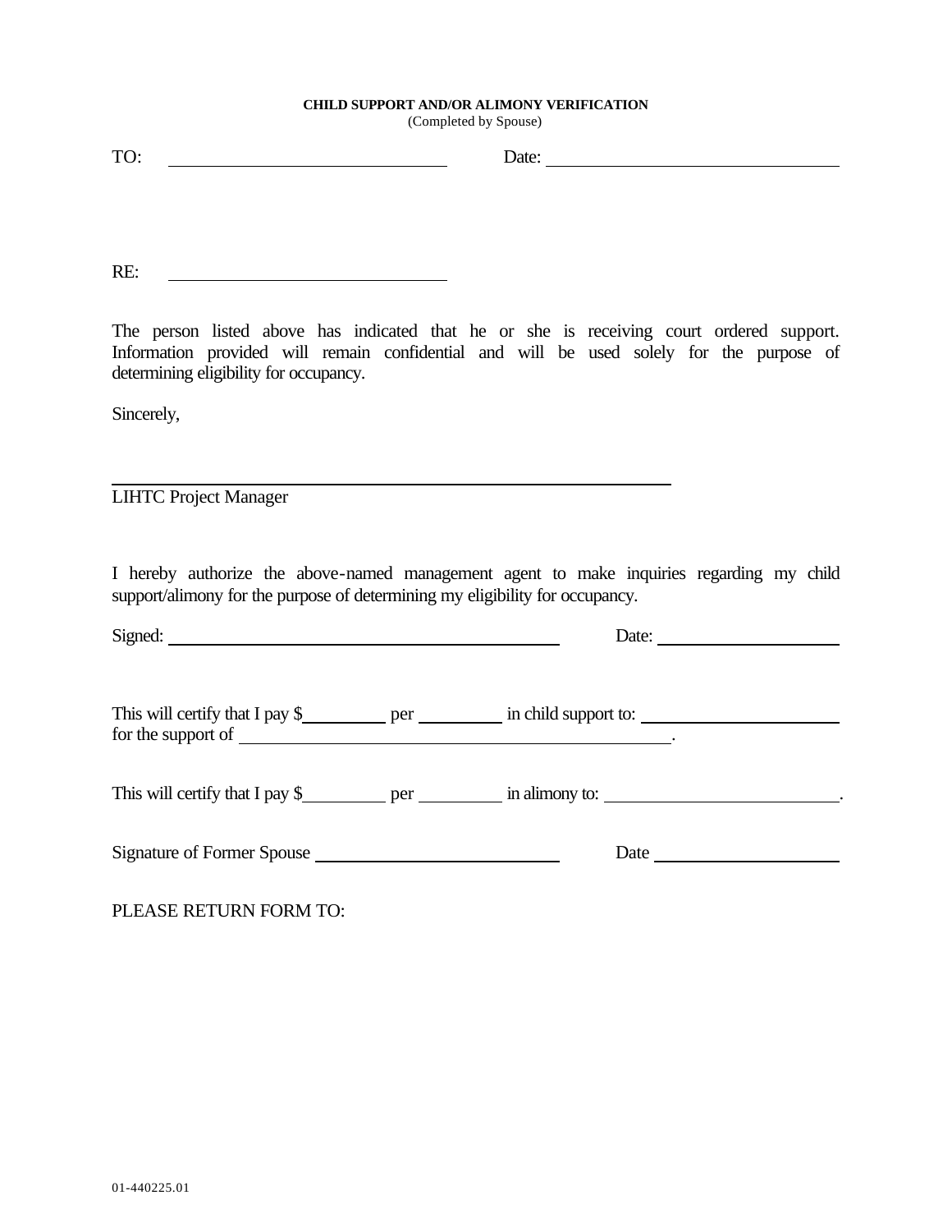**CHILD SUPPORT AND/OR ALIMONY VERIFICATION**
(Completed by Spouse)

TO: ______________________________ Date: ______________________________

RE: ______________________________

The person listed above has indicated that he or she is receiving court ordered support. Information provided will remain confidential and will be used solely for the purpose of determining eligibility for occupancy.

Sincerely,

______________________________________________
LIHTC Project Manager

I hereby authorize the above-named management agent to make inquiries regarding my child support/alimony for the purpose of determining my eligibility for occupancy.

Signed: ______________________________ Date: ____________________

This will certify that I pay $__________ per __________ in child support to: ____________________ for the support of ______________________________.

This will certify that I pay $__________ per __________ in alimony to: ______________________________.

Signature of Former Spouse ______________________________ Date ____________________

PLEASE RETURN FORM TO:

01-440225.01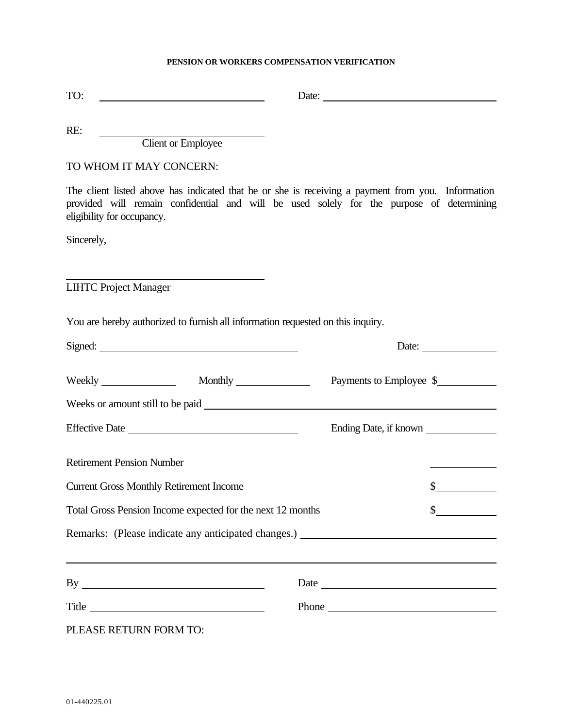**PENSION OR WORKERS COMPENSATION VERIFICATION**

TO: ______________________________ Date: ______________________________

RE: ______________________________
Client or Employee

TO WHOM IT MAY CONCERN:

The client listed above has indicated that he or she is receiving a payment from you. Information provided will remain confidential and will be used solely for the purpose of determining eligibility for occupancy.

Sincerely,

______________________________
LIHTC Project Manager

You are hereby authorized to furnish all information requested on this inquiry.

Signed: ______________________________ Date: ______________

Weekly ______________ Monthly ______________ Payments to Employee $__________

Weeks or amount still to be paid ______________________________

Effective Date ______________________________ Ending Date, if known ______________

Retirement Pension Number ______________

Current Gross Monthly Retirement Income $__________

Total Gross Pension Income expected for the next 12 months $__________

Remarks: (Please indicate any anticipated changes.) ______________________________

______________________________________________________________

By ______________________________ Date ______________________________

Title ______________________________ Phone ______________________________

PLEASE RETURN FORM TO:

01-440225.01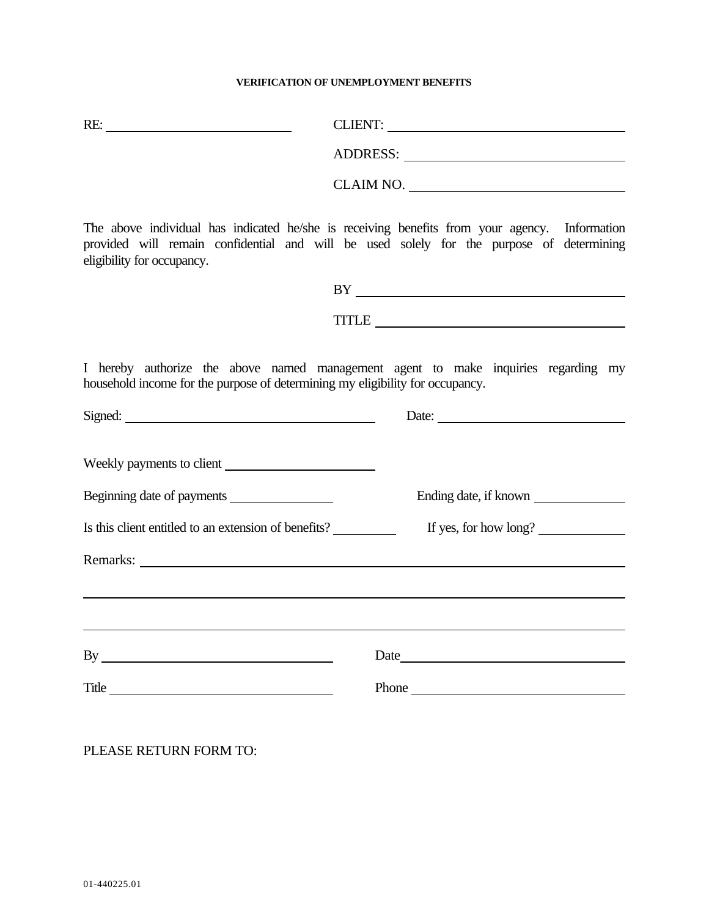**VERIFICATION OF UNEMPLOYMENT BENEFITS**

RE: \_\_\_\_\_\_\_\_\_\_\_\_\_\_\_\_\_\_\_\_\_\_\_\_\_\_\_\_

CLIENT: \_\_\_\_\_\_\_\_\_\_\_\_\_\_\_\_\_\_\_\_\_\_\_\_\_\_\_\_

ADDRESS: \_\_\_\_\_\_\_\_\_\_\_\_\_\_\_\_\_\_\_\_\_\_\_\_\_\_\_\_

CLAIM NO. \_\_\_\_\_\_\_\_\_\_\_\_\_\_\_\_\_\_\_\_\_\_\_\_\_\_\_\_

The above individual has indicated he/she is receiving benefits from your agency. Information provided will remain confidential and will be used solely for the purpose of determining eligibility for occupancy.

BY \_\_\_\_\_\_\_\_\_\_\_\_\_\_\_\_\_\_\_\_\_\_\_\_\_\_\_\_

TITLE \_\_\_\_\_\_\_\_\_\_\_\_\_\_\_\_\_\_\_\_\_\_\_\_\_\_\_\_

I hereby authorize the above named management agent to make inquiries regarding my household income for the purpose of determining my eligibility for occupancy.

Signed: \_\_\_\_\_\_\_\_\_\_\_\_\_\_\_\_\_\_\_\_\_\_\_\_\_\_\_\_ Date: \_\_\_\_\_\_\_\_\_\_\_\_\_\_\_\_\_\_\_\_

Weekly payments to client \_\_\_\_\_\_\_\_\_\_\_\_\_\_\_\_\_\_\_\_

Beginning date of payments \_\_\_\_\_\_\_\_\_\_\_\_\_\_ Ending date, if known \_\_\_\_\_\_\_\_\_\_\_\_\_\_

Is this client entitled to an extension of benefits? \_\_\_\_\_\_\_\_\_\_ If yes, for how long? \_\_\_\_\_\_\_\_\_\_\_\_

Remarks: \_\_\_\_\_\_\_\_\_\_\_\_\_\_\_\_\_\_\_\_\_\_\_\_\_\_\_\_\_\_\_\_\_\_\_\_\_\_\_\_\_\_\_\_\_\_\_\_\_\_\_\_\_\_\_\_

\_\_\_\_\_\_\_\_\_\_\_\_\_\_\_\_\_\_\_\_\_\_\_\_\_\_\_\_\_\_\_\_\_\_\_\_\_\_\_\_\_\_\_\_\_\_\_\_\_\_\_\_\_\_\_\_\_\_\_\_\_\_\_\_

\_\_\_\_\_\_\_\_\_\_\_\_\_\_\_\_\_\_\_\_\_\_\_\_\_\_\_\_\_\_\_\_\_\_\_\_\_\_\_\_\_\_\_\_\_\_\_\_\_\_\_\_\_\_\_\_\_\_\_\_\_\_\_\_

By \_\_\_\_\_\_\_\_\_\_\_\_\_\_\_\_\_\_\_\_\_\_\_\_\_\_\_\_ Date \_\_\_\_\_\_\_\_\_\_\_\_\_\_\_\_\_\_\_\_\_\_\_\_\_\_\_\_

Title \_\_\_\_\_\_\_\_\_\_\_\_\_\_\_\_\_\_\_\_\_\_\_\_\_\_\_\_ Phone \_\_\_\_\_\_\_\_\_\_\_\_\_\_\_\_\_\_\_\_\_\_\_\_\_\_\_\_

PLEASE RETURN FORM TO:

01-440225.01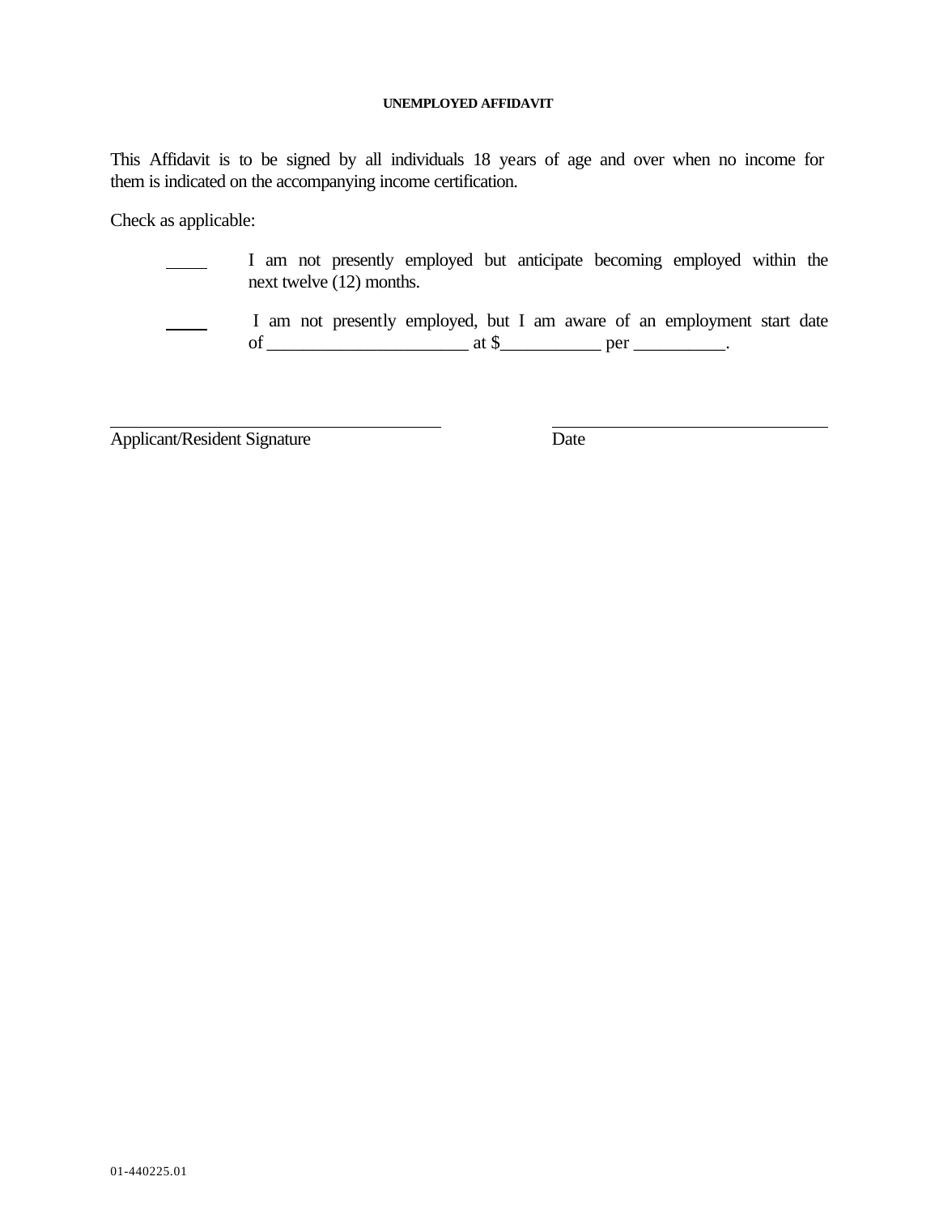# UNEMPLOYED AFFIDAVIT

This Affidavit is to be signed by all individuals 18 years of age and over when no income for them is indicated on the accompanying income certification.

Check as applicable:

_____ I am not presently employed but anticipate becoming employed within the next twelve (12) months.

_____ I am not presently employed, but I am aware of an employment start date of ______________________ at $___________ per __________.

_________________________________________ _________________________________

Applicant/Resident Signature Date

01-440225.01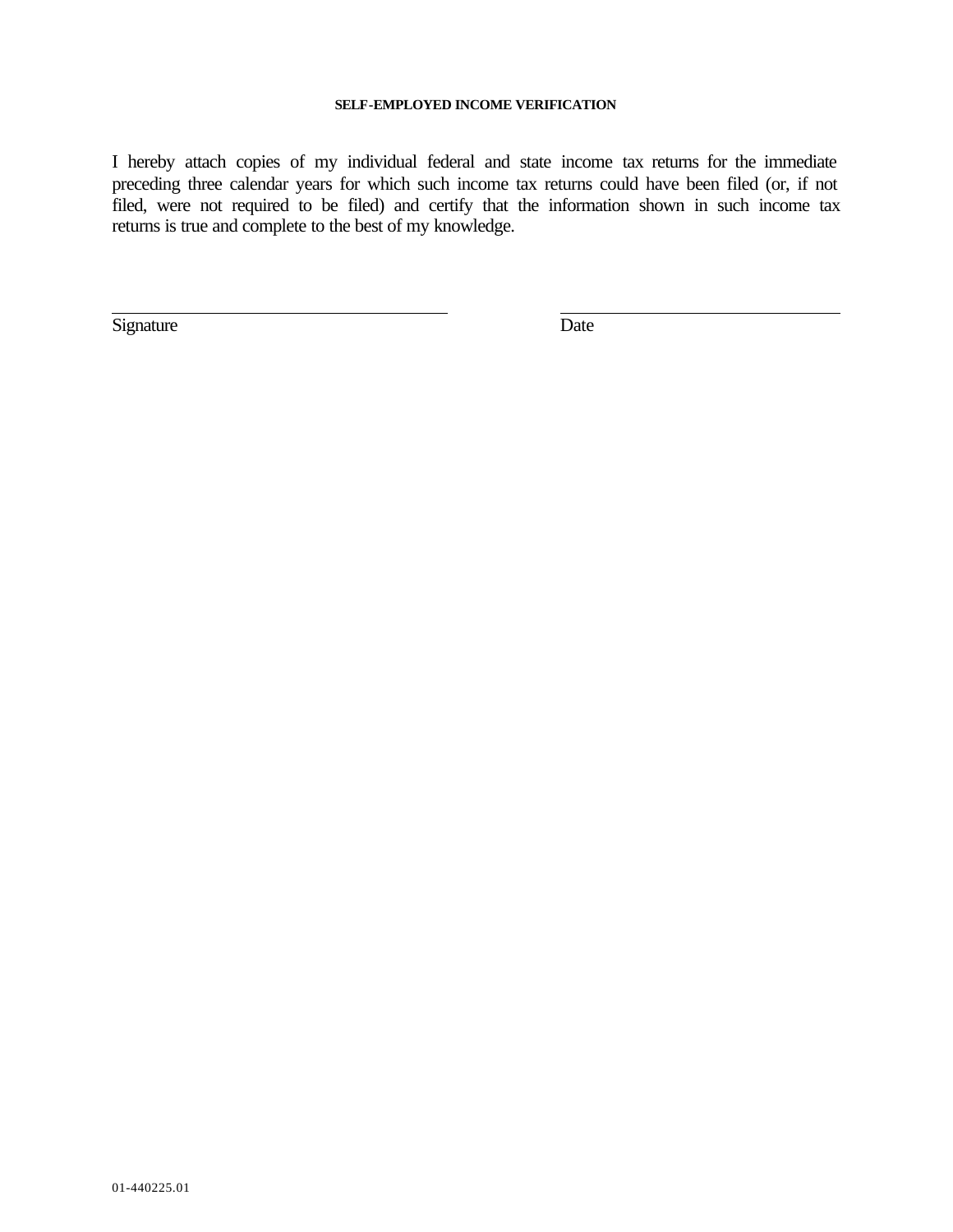**SELF-EMPLOYED INCOME VERIFICATION**

I hereby attach copies of my individual federal and state income tax returns for the immediate preceding three calendar years for which such income tax returns could have been filed (or, if not filed, were not required to be filed) and certify that the information shown in such income tax returns is true and complete to the best of my knowledge.

\_\_\_\_\_\_\_\_\_\_\_\_\_\_\_\_\_\_\_\_\_\_\_\_\_\_\_\_\_\_\_\_\_\_\_\_\_\_\_\_ &nbsp;&nbsp;&nbsp;&nbsp;&nbsp;&nbsp;&nbsp;&nbsp; \_\_\_\_\_\_\_\_\_\_\_\_\_\_\_\_\_\_\_\_\_\_\_\_\_\_\_\_\_\_\_\_\_\_

Signature &nbsp;&nbsp;&nbsp;&nbsp;&nbsp;&nbsp;&nbsp;&nbsp;&nbsp;&nbsp;&nbsp;&nbsp;&nbsp;&nbsp;&nbsp;&nbsp;&nbsp;&nbsp;&nbsp;&nbsp;&nbsp;&nbsp;&nbsp;&nbsp;&nbsp;&nbsp;&nbsp;&nbsp;&nbsp;&nbsp;&nbsp;&nbsp;&nbsp;&nbsp;&nbsp;&nbsp;&nbsp;&nbsp;&nbsp;&nbsp; Date

01-440225.01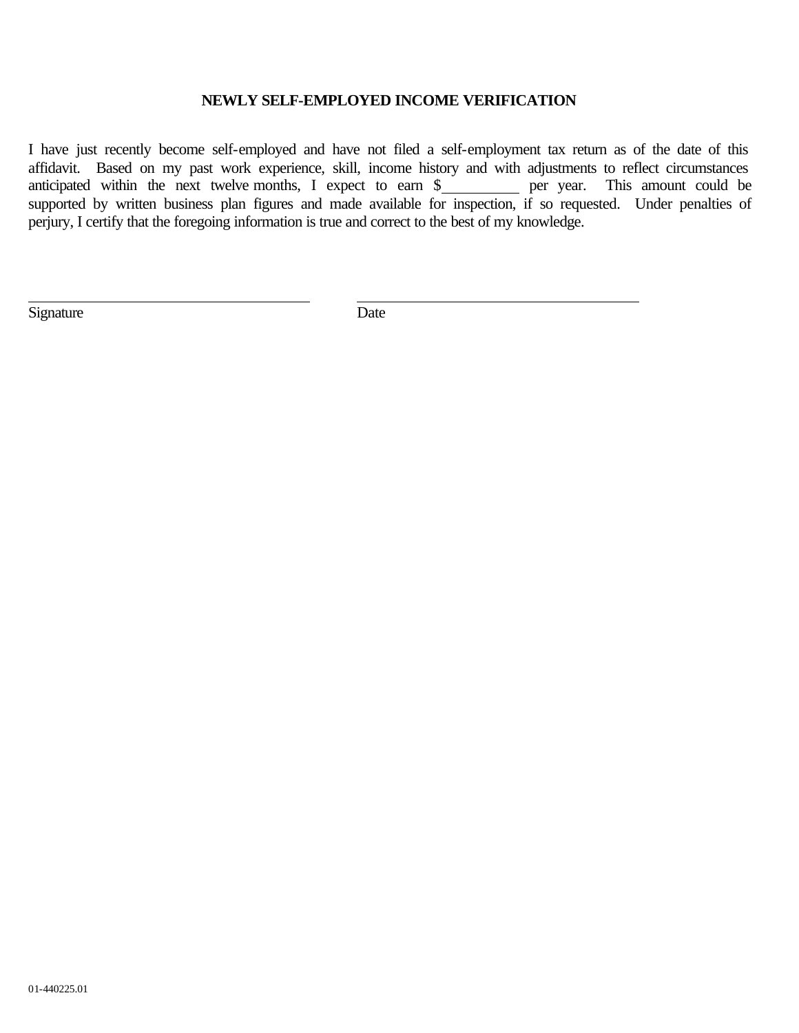## NEWLY SELF-EMPLOYED INCOME VERIFICATION

I have just recently become self-employed and have not filed a self-employment tax return as of the date of this affidavit. Based on my past work experience, skill, income history and with adjustments to reflect circumstances anticipated within the next twelve months, I expect to earn $__________ per year. This amount could be supported by written business plan figures and made available for inspection, if so requested. Under penalties of perjury, I certify that the foregoing information is true and correct to the best of my knowledge.

_______________________________ _______________________________

Signature Date

01-440225.01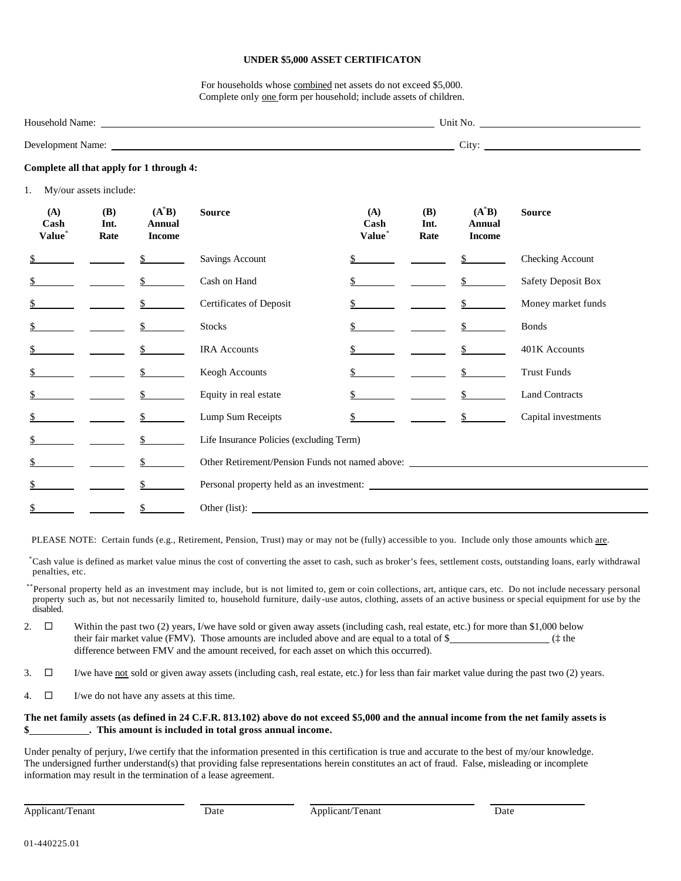**UNDER $5,000 ASSET CERTIFICATON**

For households whose combined net assets do not exceed $5,000.
Complete only one form per household; include assets of children.

Household Name: ______________________________ Unit No. ______________

Development Name: ______________________________ City: ______________

**Complete all that apply for 1 through 4:**

1. My/our assets include:

| (A) Cash Value* | (B) Int. Rate | (A*B) Annual Income | Source | (A) Cash Value* | (B) Int. Rate | (A*B) Annual Income | Source |
|---|---|---|---|---|---|---|---|
| $ | | $ | Savings Account | $ | | $ | Checking Account |
| $ | | $ | Cash on Hand | $ | | $ | Safety Deposit Box |
| $ | | $ | Certificates of Deposit | $ | | $ | Money market funds |
| $ | | $ | Stocks | $ | | $ | Bonds |
| $ | | $ | IRA Accounts | $ | | $ | 401K Accounts |
| $ | | $ | Keogh Accounts | $ | | $ | Trust Funds |
| $ | | $ | Equity in real estate | $ | | $ | Land Contracts |
| $ | | $ | Lump Sum Receipts | $ | | $ | Capital investments |
| $ | | $ | Life Insurance Policies (excluding Term) | | | | |
| $ | | $ | Other Retirement/Pension Funds not named above: ______ | | | | |
| $ | | $ | Personal property held as an investment: ______ | | | | |
| $ | | $ | Other (list): ______ | | | | |

PLEASE NOTE: Certain funds (e.g., Retirement, Pension, Trust) may or may not be (fully) accessible to you. Include only those amounts which are.

*Cash value is defined as market value minus the cost of converting the asset to cash, such as broker's fees, settlement costs, outstanding loans, early withdrawal penalties, etc.

**Personal property held as an investment may include, but is not limited to, gem or coin collections, art, antique cars, etc. Do not include necessary personal property such as, but not necessarily limited to, household furniture, daily-use autos, clothing, assets of an active business or special equipment for use by the disabled.

2. ☐ Within the past two (2) years, I/we have sold or given away assets (including cash, real estate, etc.) for more than $1,000 below their fair market value (FMV). Those amounts are included above and are equal to a total of $__________ (‡ the difference between FMV and the amount received, for each asset on which this occurred).

3. ☐ I/we have not sold or given away assets (including cash, real estate, etc.) for less than fair market value during the past two (2) years.

4. ☐ I/we do not have any assets at this time.

**The net family assets (as defined in 24 C.F.R. 813.102) above do not exceed $5,000 and the annual income from the net family assets is $__________. This amount is included in total gross annual income.**

Under penalty of perjury, I/we certify that the information presented in this certification is true and accurate to the best of my/our knowledge. The undersigned further understand(s) that providing false representations herein constitutes an act of fraud. False, misleading or incomplete information may result in the termination of a lease agreement.

______________________ ______________ ______________________ ______________
Applicant/Tenant Date Applicant/Tenant Date

01-440225.01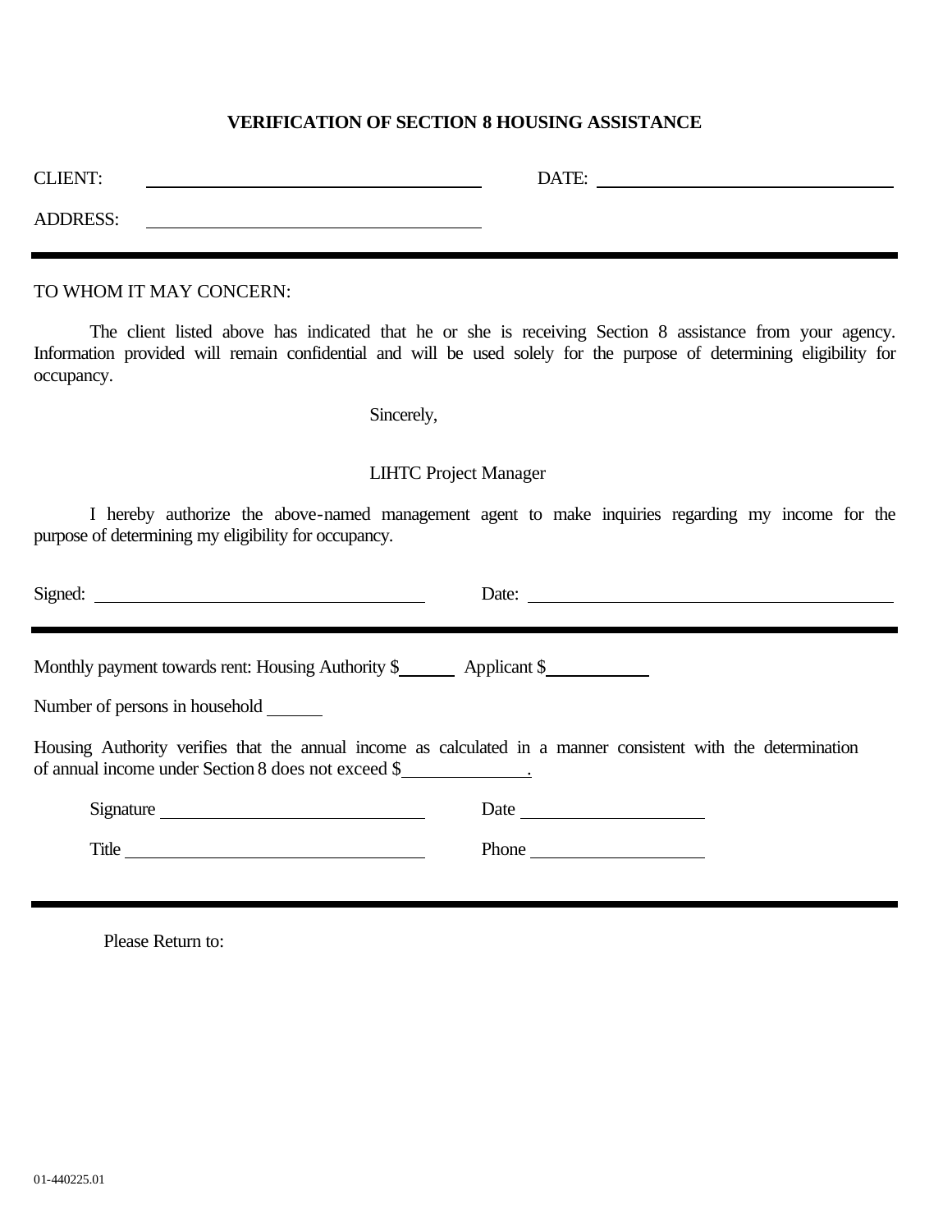## VERIFICATION OF SECTION 8 HOUSING ASSISTANCE

CLIENT: ______________________________ DATE: ______________________________

ADDRESS: ______________________________

---

TO WHOM IT MAY CONCERN:

The client listed above has indicated that he or she is receiving Section 8 assistance from your agency. Information provided will remain confidential and will be used solely for the purpose of determining eligibility for occupancy.

Sincerely,

LIHTC Project Manager

I hereby authorize the above-named management agent to make inquiries regarding my income for the purpose of determining my eligibility for occupancy.

Signed: ______________________________ Date: ______________________________

---

Monthly payment towards rent: Housing Authority $______ Applicant $__________

Number of persons in household ______

Housing Authority verifies that the annual income as calculated in a manner consistent with the determination of annual income under Section 8 does not exceed $____________.

Signature ______________________________ Date ____________________

Title ______________________________ Phone ____________________

---

Please Return to:

01-440225.01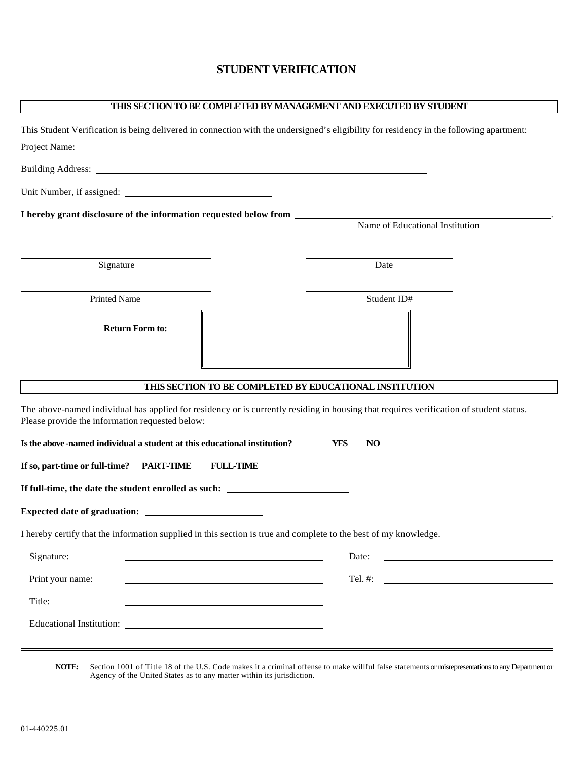# STUDENT VERIFICATION

**THIS SECTION TO BE COMPLETED BY MANAGEMENT AND EXECUTED BY STUDENT**

This Student Verification is being delivered in connection with the undersigned's eligibility for residency in the following apartment:

Project Name: ____________________________________________

Building Address: ____________________________________________

Unit Number, if assigned: ____________________

**I hereby grant disclosure of the information requested below from** ______________________________.
Name of Educational Institution

| | |
|---|---|
| ______________________ | ______________________ |
| Signature | Date |
| ______________________ | ______________________ |
| Printed Name | Student ID# |

**Return Form to:**

**THIS SECTION TO BE COMPLETED BY EDUCATIONAL INSTITUTION**

The above-named individual has applied for residency or is currently residing in housing that requires verification of student status. Please provide the information requested below:

**Is the above-named individual a student at this educational institution?** **YES** **NO**

**If so, part-time or full-time?** **PART-TIME** **FULL-TIME**

**If full-time, the date the student enrolled as such:** ____________________

**Expected date of graduation:** ____________________

I hereby certify that the information supplied in this section is true and complete to the best of my knowledge.

Signature: ______________________________ Date: ______________________________

Print your name: ______________________________ Tel. #: ______________________________

Title: ______________________________

Educational Institution: ______________________________

**NOTE:** Section 1001 of Title 18 of the U.S. Code makes it a criminal offense to make willful false statements or misrepresentations to any Department or Agency of the United States as to any matter within its jurisdiction.

01-440225.01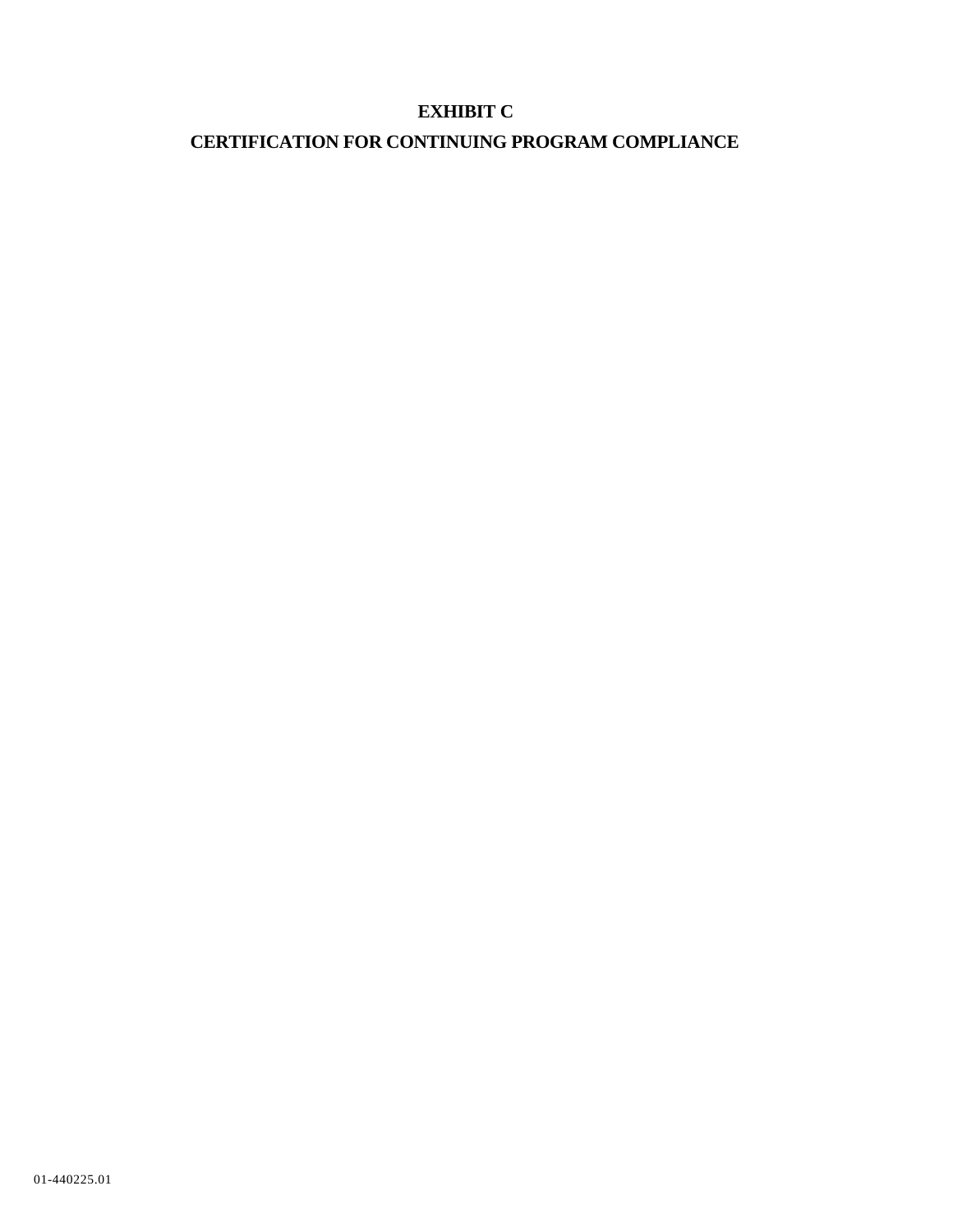# EXHIBIT C

## CERTIFICATION FOR CONTINUING PROGRAM COMPLIANCE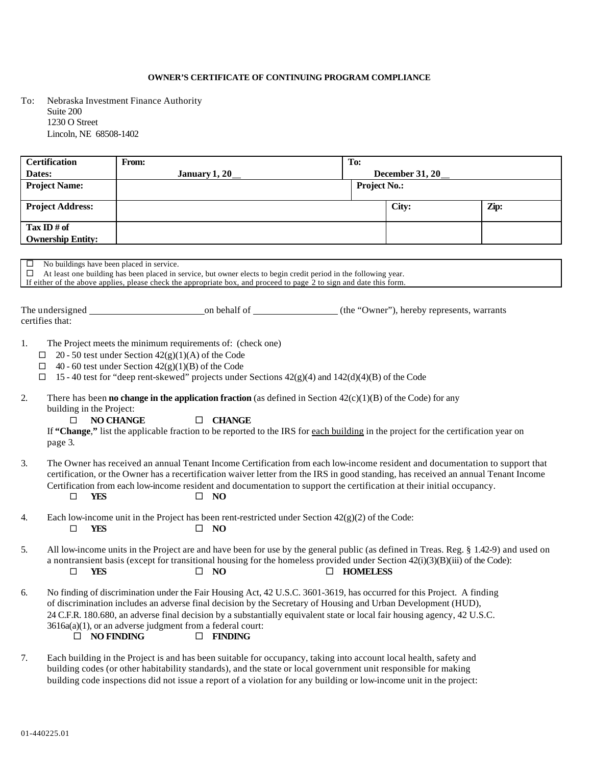**OWNER'S CERTIFICATE OF CONTINUING PROGRAM COMPLIANCE**

To: Nebraska Investment Finance Authority
Suite 200
1230 O Street
Lincoln, NE 68508-1402

| Certification Dates: | From: January 1, 20__ | | To: December 31, 20__ | |
|---|---|---|---|---|
| Project Name: | | | Project No.: | |
| Project Address: | | | City: | Zip: |
| Tax ID # of Ownership Entity: | | | | |

☐ No buildings have been placed in service.
☐ At least one building has been placed in service, but owner elects to begin credit period in the following year.
If either of the above applies, please check the appropriate box, and proceed to page 2 to sign and date this form.

The undersigned ________________________ on behalf of _________________ (the "Owner"), hereby represents, warrants certifies that:

1. The Project meets the minimum requirements of: (check one)
   - ☐ 20 - 50 test under Section 42(g)(1)(A) of the Code
   - ☐ 40 - 60 test under Section 42(g)(1)(B) of the Code
   - ☐ 15 - 40 test for "deep rent-skewed" projects under Sections 42(g)(4) and 142(d)(4)(B) of the Code

2. There has been **no change in the application fraction** (as defined in Section 42(c)(1)(B) of the Code) for any building in the Project:
   ☐ **NO CHANGE** ☐ **CHANGE**
   If **"Change,"** list the applicable fraction to be reported to the IRS for each building in the project for the certification year on page 3.

3. The Owner has received an annual Tenant Income Certification from each low-income resident and documentation to support that certification, or the Owner has a recertification waiver letter from the IRS in good standing, has received an annual Tenant Income Certification from each low-income resident and documentation to support the certification at their initial occupancy.
   ☐ **YES** ☐ **NO**

4. Each low-income unit in the Project has been rent-restricted under Section 42(g)(2) of the Code:
   ☐ **YES** ☐ **NO**

5. All low-income units in the Project are and have been for use by the general public (as defined in Treas. Reg. § 1.42-9) and used on a nontransient basis (except for transitional housing for the homeless provided under Section 42(i)(3)(B)(iii) of the Code):
   ☐ **YES** ☐ **NO** ☐ **HOMELESS**

6. No finding of discrimination under the Fair Housing Act, 42 U.S.C. 3601-3619, has occurred for this Project. A finding of discrimination includes an adverse final decision by the Secretary of Housing and Urban Development (HUD), 24 C.F.R. 180.680, an adverse final decision by a substantially equivalent state or local fair housing agency, 42 U.S.C. 3616a(a)(1), or an adverse judgment from a federal court:
   ☐ **NO FINDING** ☐ **FINDING**

7. Each building in the Project is and has been suitable for occupancy, taking into account local health, safety and building codes (or other habitability standards), and the state or local government unit responsible for making building code inspections did not issue a report of a violation for any building or low-income unit in the project:

01-440225.01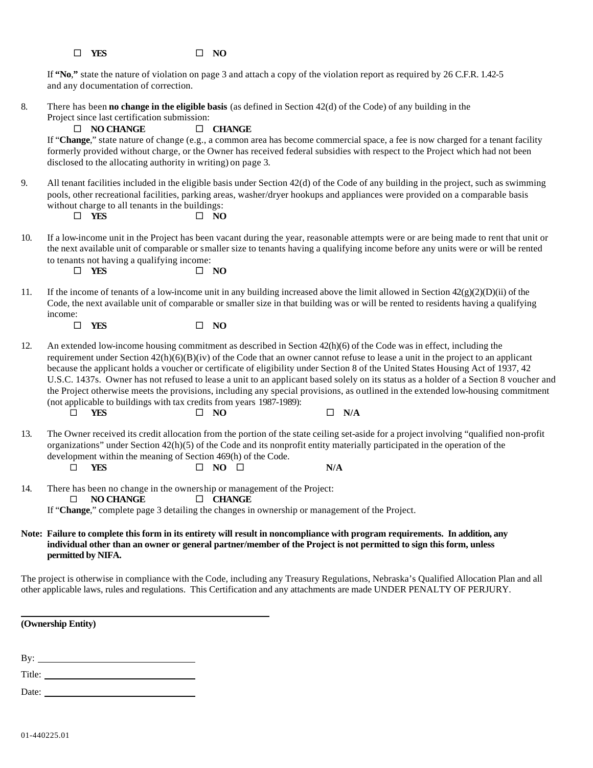☐ **YES** ☐ **NO**

If **"No,"** state the nature of violation on page 3 and attach a copy of the violation report as required by 26 C.F.R. 1.42-5 and any documentation of correction.

8. There has been **no change in the eligible basis** (as defined in Section 42(d) of the Code) of any building in the Project since last certification submission:

   ☐ **NO CHANGE** ☐ **CHANGE**

   If "**Change**," state nature of change (e.g., a common area has become commercial space, a fee is now charged for a tenant facility formerly provided without charge, or the Owner has received federal subsidies with respect to the Project which had not been disclosed to the allocating authority in writing) on page 3.

9. All tenant facilities included in the eligible basis under Section 42(d) of the Code of any building in the project, such as swimming pools, other recreational facilities, parking areas, washer/dryer hookups and appliances were provided on a comparable basis without charge to all tenants in the buildings:

   ☐ **YES** ☐ **NO**

10. If a low-income unit in the Project has been vacant during the year, reasonable attempts were or are being made to rent that unit or the next available unit of comparable or smaller size to tenants having a qualifying income before any units were or will be rented to tenants not having a qualifying income:

    ☐ **YES** ☐ **NO**

11. If the income of tenants of a low-income unit in any building increased above the limit allowed in Section 42(g)(2)(D)(ii) of the Code, the next available unit of comparable or smaller size in that building was or will be rented to residents having a qualifying income:

    ☐ **YES** ☐ **NO**

12. An extended low-income housing commitment as described in Section 42(h)(6) of the Code was in effect, including the requirement under Section 42(h)(6)(B)(iv) of the Code that an owner cannot refuse to lease a unit in the project to an applicant because the applicant holds a voucher or certificate of eligibility under Section 8 of the United States Housing Act of 1937, 42 U.S.C. 1437s. Owner has not refused to lease a unit to an applicant based solely on its status as a holder of a Section 8 voucher and the Project otherwise meets the provisions, including any special provisions, as outlined in the extended low-housing commitment (not applicable to buildings with tax credits from years 1987-1989):

    ☐ **YES** ☐ **NO** ☐ **N/A**

13. The Owner received its credit allocation from the portion of the state ceiling set-aside for a project involving "qualified non-profit organizations" under Section 42(h)(5) of the Code and its nonprofit entity materially participated in the operation of the development within the meaning of Section 469(h) of the Code.

    ☐ **YES** ☐ **NO** ☐ **N/A**

14. There has been no change in the ownership or management of the Project:

    ☐ **NO CHANGE** ☐ **CHANGE**

    If "**Change**," complete page 3 detailing the changes in ownership or management of the Project.

**Note: Failure to complete this form in its entirety will result in noncompliance with program requirements. In addition, any individual other than an owner or general partner/member of the Project is not permitted to sign this form, unless permitted by NIFA.**

The project is otherwise in compliance with the Code, including any Treasury Regulations, Nebraska's Qualified Allocation Plan and all other applicable laws, rules and regulations. This Certification and any attachments are made UNDER PENALTY OF PERJURY.

\_\_\_\_\_\_\_\_\_\_\_\_\_\_\_\_\_\_\_\_\_\_\_\_\_\_\_\_\_\_\_\_\_\_\_\_\_\_\_\_

**(Ownership Entity)**

By: \_\_\_\_\_\_\_\_\_\_\_\_\_\_\_\_\_\_\_\_\_\_\_\_\_\_\_\_

Title: \_\_\_\_\_\_\_\_\_\_\_\_\_\_\_\_\_\_\_\_\_\_\_\_\_\_\_\_

Date: \_\_\_\_\_\_\_\_\_\_\_\_\_\_\_\_\_\_\_\_\_\_\_\_\_\_\_\_

01-440225.01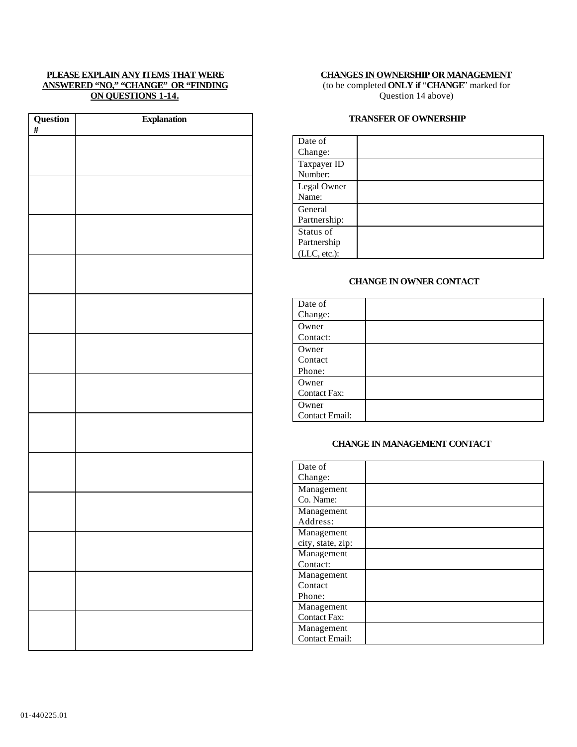**PLEASE EXPLAIN ANY ITEMS THAT WERE ANSWERED "NO," "CHANGE" OR "FINDING ON QUESTIONS 1-14.**

| Question # | Explanation |
|---|---|
| | |
| | |
| | |
| | |
| | |
| | |
| | |
| | |
| | |
| | |
| | |
| | |
| | |

**CHANGES IN OWNERSHIP OR MANAGEMENT**

(to be completed **ONLY if** "**CHANGE**" marked for Question 14 above)

**TRANSFER OF OWNERSHIP**

| | |
|---|---|
| Date of Change: | |
| Taxpayer ID Number: | |
| Legal Owner Name: | |
| General Partnership: | |
| Status of Partnership (LLC, etc.): | |

**CHANGE IN OWNER CONTACT**

| | |
|---|---|
| Date of Change: | |
| Owner Contact: | |
| Owner Contact Phone: | |
| Owner Contact Fax: | |
| Owner Contact Email: | |

**CHANGE IN MANAGEMENT CONTACT**

| | |
|---|---|
| Date of Change: | |
| Management Co. Name: | |
| Management Address: | |
| Management city, state, zip: | |
| Management Contact: | |
| Management Contact Phone: | |
| Management Contact Fax: | |
| Management Contact Email: | |

01-440225.01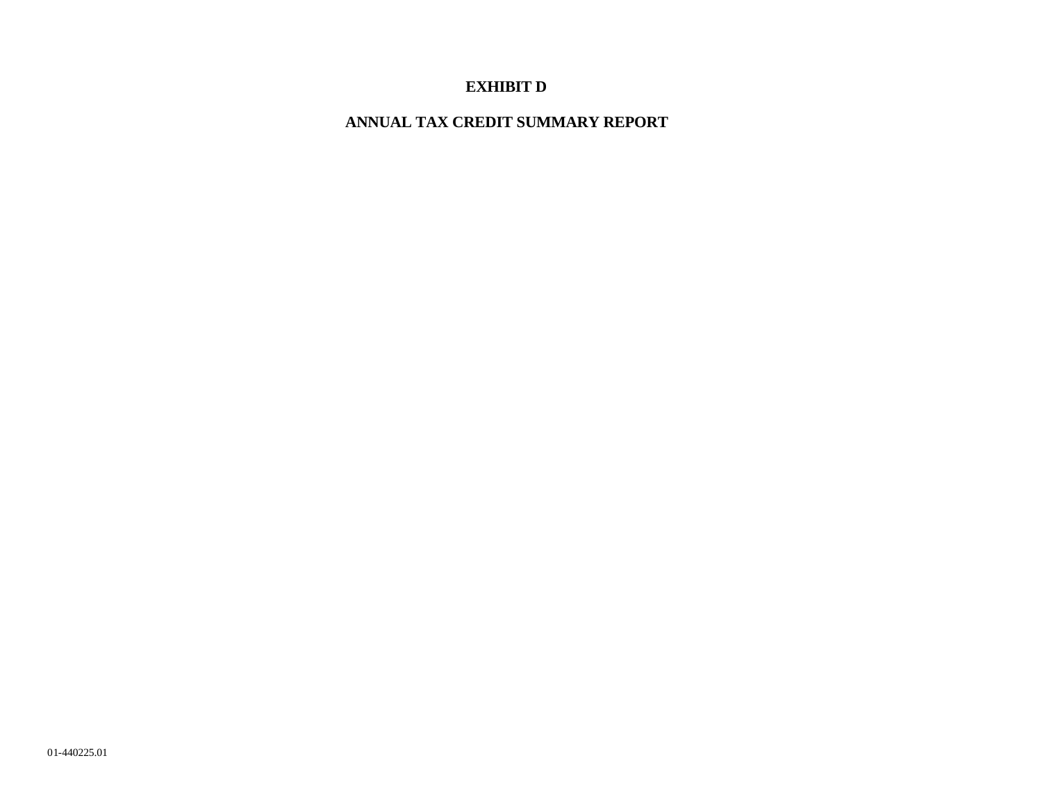# EXHIBIT D

## ANNUAL TAX CREDIT SUMMARY REPORT

01-440225.01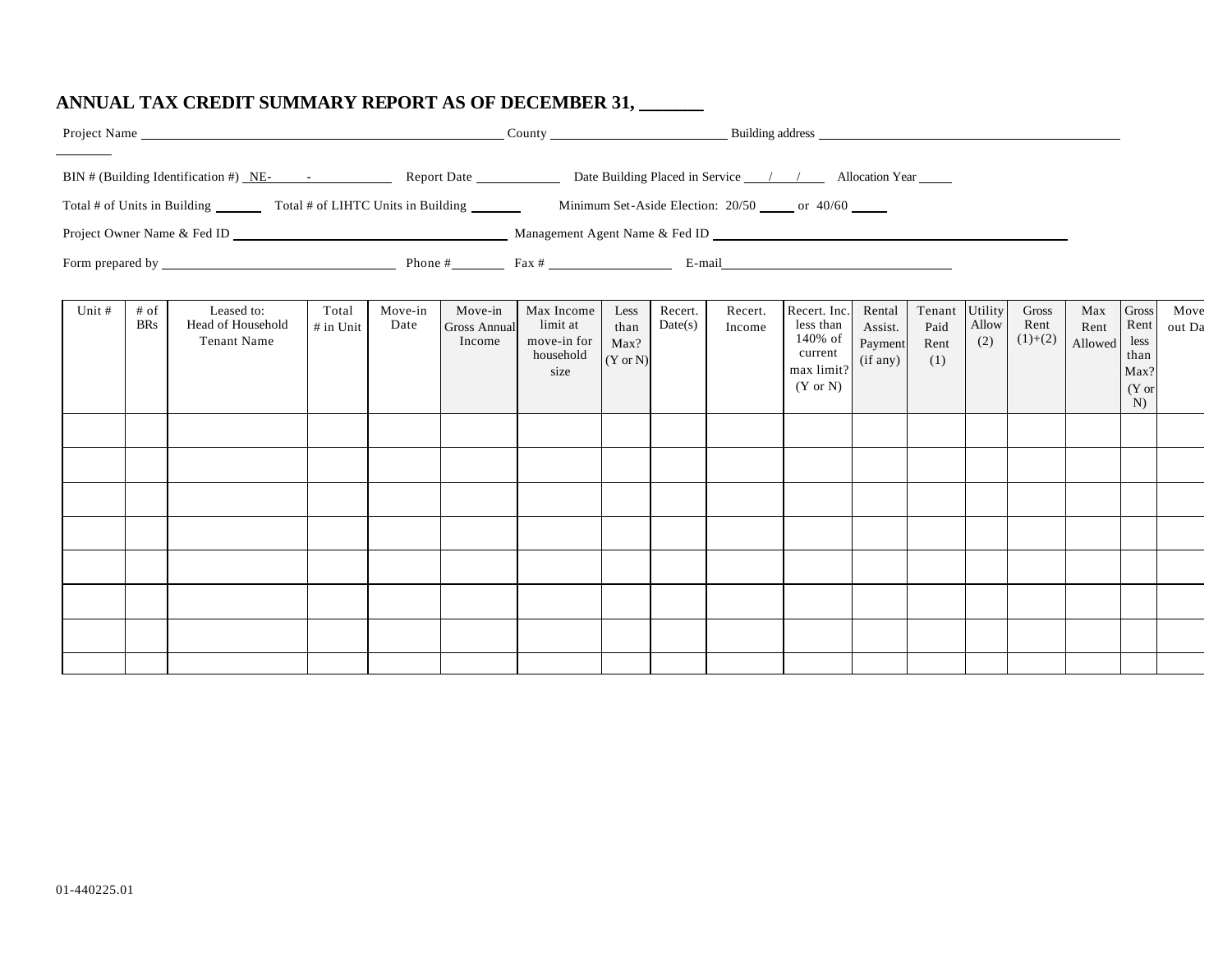# ANNUAL TAX CREDIT SUMMARY REPORT AS OF DECEMBER 31, ______

Project Name ______________________ County ______________ Building address ______________________

BIN # (Building Identification #) NE- - ________ Report Date ________ Date Building Placed in Service ___/___/___ Allocation Year _____

Total # of Units in Building ______ Total # of LIHTC Units in Building ______ Minimum Set-Aside Election: 20/50 _____ or 40/60 _____

Project Owner Name & Fed ID ______________________ Management Agent Name & Fed ID ______________________

Form prepared by ______________________ Phone # ________ Fax # ____________ E-mail ______________________

| Unit # | # of BRs | Leased to: Head of Household Tenant Name | Total # in Unit | Move-in Date | Move-in Gross Annual Income | Max Income limit at move-in for household size | Less than Max? (Y or N) | Recert. Date(s) | Recert. Income | Recert. Inc. less than 140% of current max limit? (Y or N) | Rental Assist. Payment (if any) | Tenant Paid Rent (1) | Utility Allow (2) | Gross Rent (1)+(2) | Max Rent Allowed | Gross Rent less than Max? (Y or N) | Move out Da |
|---|---|---|---|---|---|---|---|---|---|---|---|---|---|---|---|---|---|
| | | | | | | | | | | | | | | | | | |
| | | | | | | | | | | | | | | | | | |
| | | | | | | | | | | | | | | | | | |
| | | | | | | | | | | | | | | | | | |
| | | | | | | | | | | | | | | | | | |
| | | | | | | | | | | | | | | | | | |
| | | | | | | | | | | | | | | | | | |
| | | | | | | | | | | | | | | | | | |

01-440225.01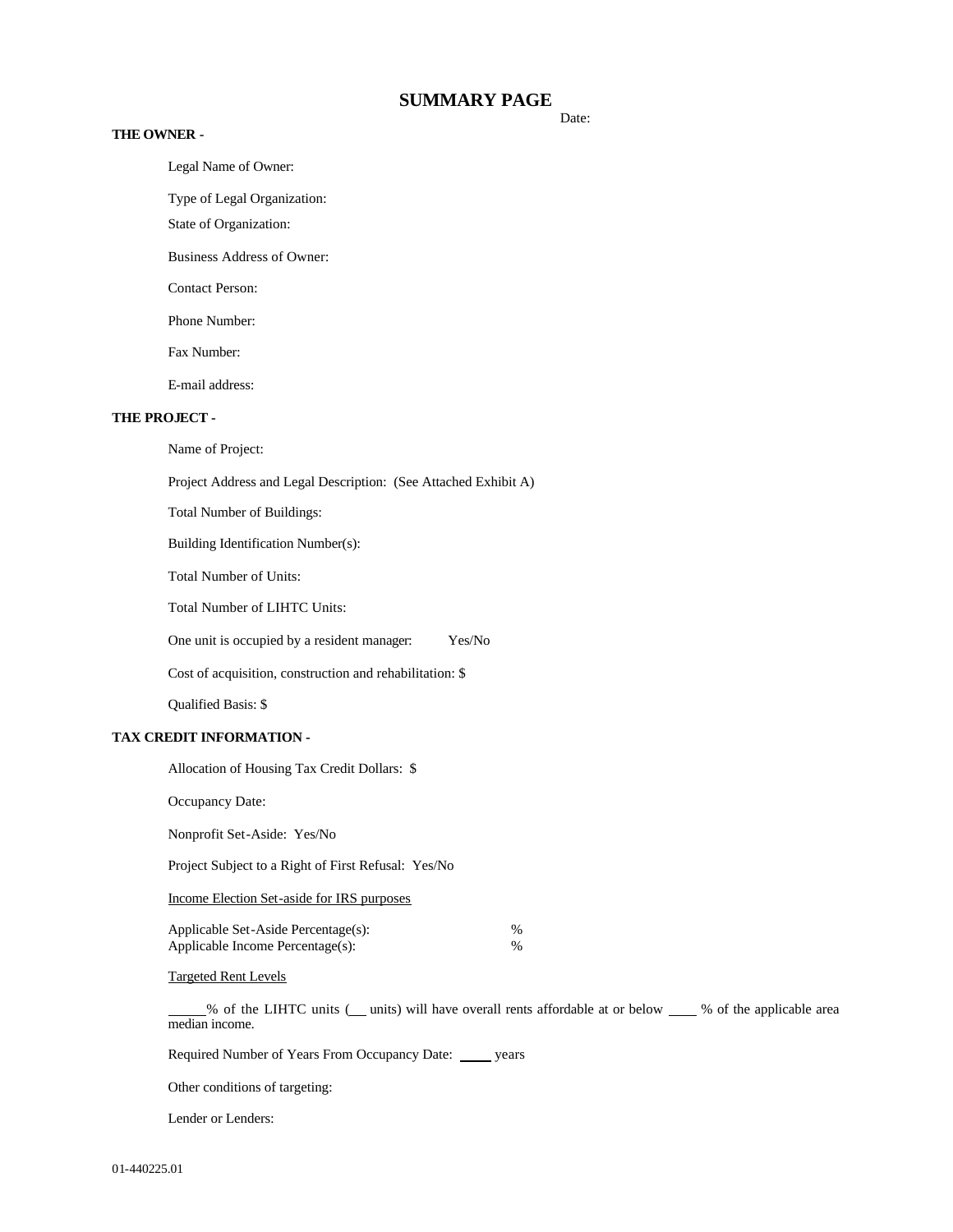# SUMMARY PAGE

Date:

**THE OWNER -**

Legal Name of Owner:

Type of Legal Organization:

State of Organization:

Business Address of Owner:

Contact Person:

Phone Number:

Fax Number:

E-mail address:

**THE PROJECT -**

Name of Project:

Project Address and Legal Description: (See Attached Exhibit A)

Total Number of Buildings:

Building Identification Number(s):

Total Number of Units:

Total Number of LIHTC Units:

One unit is occupied by a resident manager: Yes/No

Cost of acquisition, construction and rehabilitation: $

Qualified Basis: $

**TAX CREDIT INFORMATION -**

Allocation of Housing Tax Credit Dollars: $

Occupancy Date:

Nonprofit Set-Aside: Yes/No

Project Subject to a Right of First Refusal: Yes/No

Income Election Set-aside for IRS purposes

Applicable Set-Aside Percentage(s): %
Applicable Income Percentage(s): %

Targeted Rent Levels

_____% of the LIHTC units (__ units) will have overall rents affordable at or below ____ % of the applicable area median income.

Required Number of Years From Occupancy Date: _____ years

Other conditions of targeting:

Lender or Lenders:

01-440225.01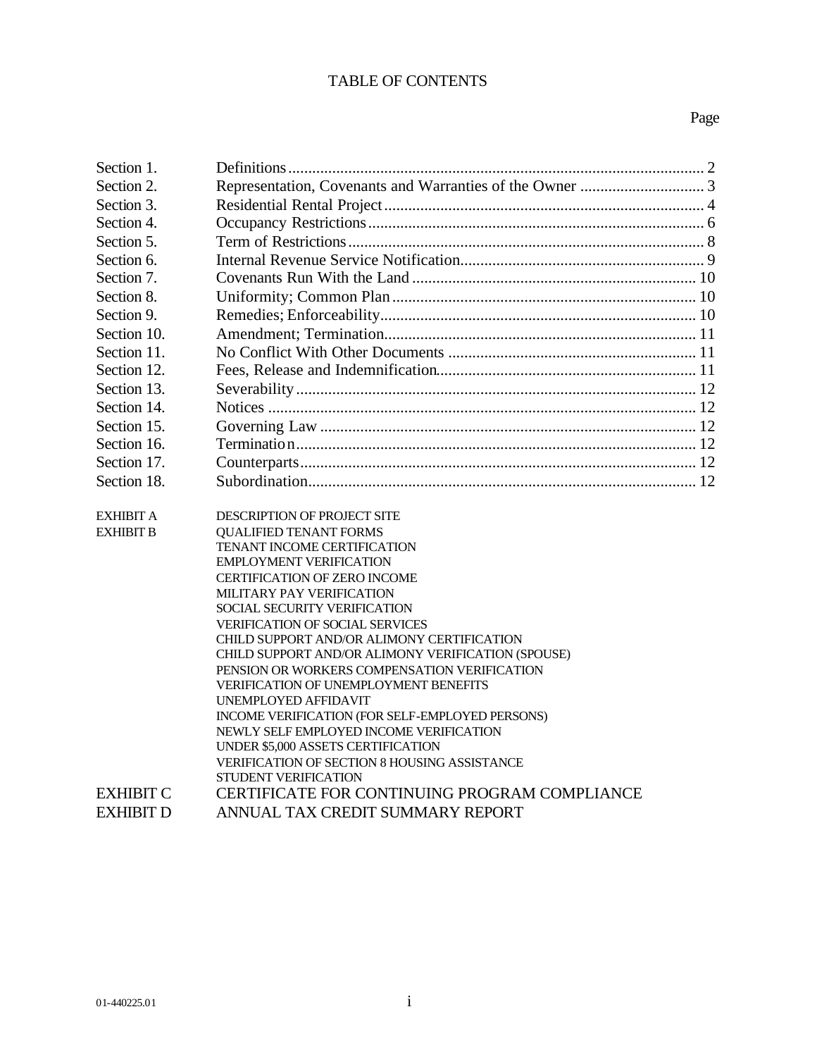# TABLE OF CONTENTS

| | | Page |
|---|---|---|
| Section 1. | Definitions | 2 |
| Section 2. | Representation, Covenants and Warranties of the Owner | 3 |
| Section 3. | Residential Rental Project | 4 |
| Section 4. | Occupancy Restrictions | 6 |
| Section 5. | Term of Restrictions | 8 |
| Section 6. | Internal Revenue Service Notification | 9 |
| Section 7. | Covenants Run With the Land | 10 |
| Section 8. | Uniformity; Common Plan | 10 |
| Section 9. | Remedies; Enforceability | 10 |
| Section 10. | Amendment; Termination | 11 |
| Section 11. | No Conflict With Other Documents | 11 |
| Section 12. | Fees, Release and Indemnification | 11 |
| Section 13. | Severability | 12 |
| Section 14. | Notices | 12 |
| Section 15. | Governing Law | 12 |
| Section 16. | Termination | 12 |
| Section 17. | Counterparts | 12 |
| Section 18. | Subordination | 12 |

| | |
|---|---|
| EXHIBIT A | DESCRIPTION OF PROJECT SITE |
| EXHIBIT B | QUALIFIED TENANT FORMS |
| | TENANT INCOME CERTIFICATION |
| | EMPLOYMENT VERIFICATION |
| | CERTIFICATION OF ZERO INCOME |
| | MILITARY PAY VERIFICATION |
| | SOCIAL SECURITY VERIFICATION |
| | VERIFICATION OF SOCIAL SERVICES |
| | CHILD SUPPORT AND/OR ALIMONY CERTIFICATION |
| | CHILD SUPPORT AND/OR ALIMONY VERIFICATION (SPOUSE) |
| | PENSION OR WORKERS COMPENSATION VERIFICATION |
| | VERIFICATION OF UNEMPLOYMENT BENEFITS |
| | UNEMPLOYED AFFIDAVIT |
| | INCOME VERIFICATION (FOR SELF-EMPLOYED PERSONS) |
| | NEWLY SELF EMPLOYED INCOME VERIFICATION |
| | UNDER $5,000 ASSETS CERTIFICATION |
| | VERIFICATION OF SECTION 8 HOUSING ASSISTANCE |
| | STUDENT VERIFICATION |
| EXHIBIT C | CERTIFICATE FOR CONTINUING PROGRAM COMPLIANCE |
| EXHIBIT D | ANNUAL TAX CREDIT SUMMARY REPORT |

01-440225.01